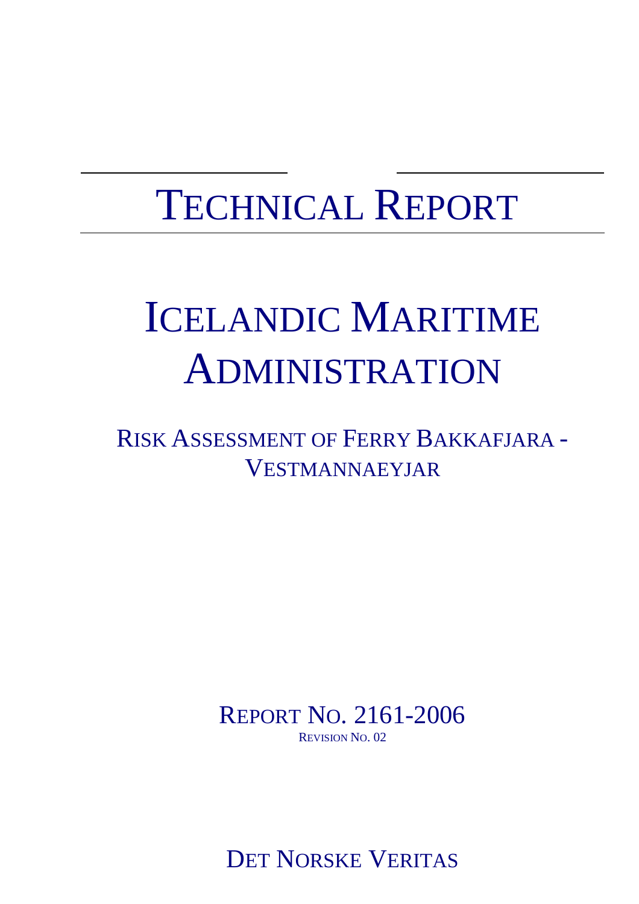# TECHNICAL REPORT

# ICELANDIC MARITIME ADMINISTRATION

## RISK ASSESSMENT OF FERRY BAKKAFJARA - VESTMANNAEYJAR

REPORT NO. 2161-2006

REVISION NO. 02

DET NORSKE VERITAS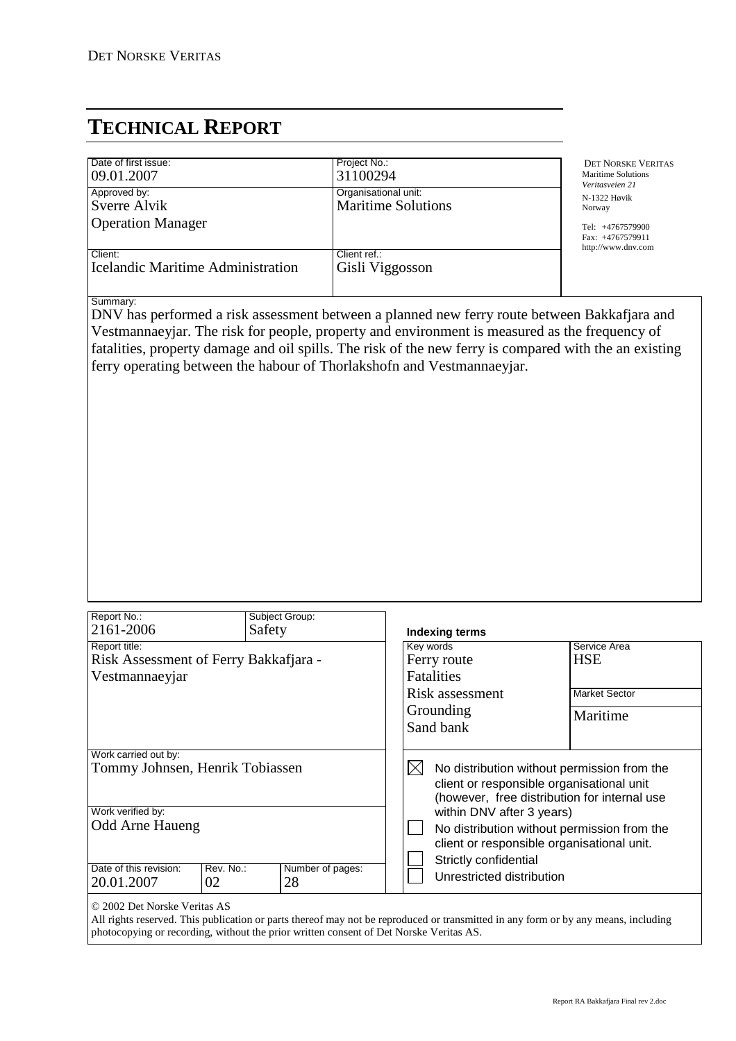DET NORSKE VERITAS

# TECHNICAL REPORT

| Date of first issue: | Project No.: |
|---|---|
| 09.01.2007 | 31100294 |
| Approved by: | Organisational unit: |
| Sverre Alvik<br>Operation Manager | Maritime Solutions |
| Client: | Client ref.: |
| Icelandic Maritime Administration | Gisli Viggosson |

DET NORSKE VERITAS
Maritime Solutions
*Veritasveien 21*
N-1322 Høvik
Norway

Tel: +4767579900
Fax: +4767579911
http://www.dnv.com

Summary:

DNV has performed a risk assessment between a planned new ferry route between Bakkafjara and Vestmannaeyjar. The risk for people, property and environment is measured as the frequency of fatalities, property damage and oil spills. The risk of the new ferry is compared with the an existing ferry operating between the habour of Thorlakshofn and Vestmannaeyjar.

| Report No.: | Subject Group: |
|---|---|
| 2161-2006 | Safety |

Report title:
Risk Assessment of Ferry Bakkafjara - Vestmannaeyjar

**Indexing terms**

| Key words | Service Area |
|---|---|
| Ferry route<br>Fatalities<br>Risk assessment<br>Grounding<br>Sand bank | HSE |
| | Market Sector |
| | Maritime |

Work carried out by:
Tommy Johnsen, Henrik Tobiassen

Work verified by:
Odd Arne Haueng

| Date of this revision: | Rev. No.: | Number of pages: |
|---|---|---|
| 20.01.2007 | 02 | 28 |

- [x] No distribution without permission from the client or responsible organisational unit (however, free distribution for internal use within DNV after 3 years)
- [ ] No distribution without permission from the client or responsible organisational unit.
- [ ] Strictly confidential
- [ ] Unrestricted distribution

© 2002 Det Norske Veritas AS
All rights reserved. This publication or parts thereof may not be reproduced or transmitted in any form or by any means, including photocopying or recording, without the prior written consent of Det Norske Veritas AS.

Report RA Bakkafjara Final rev 2.doc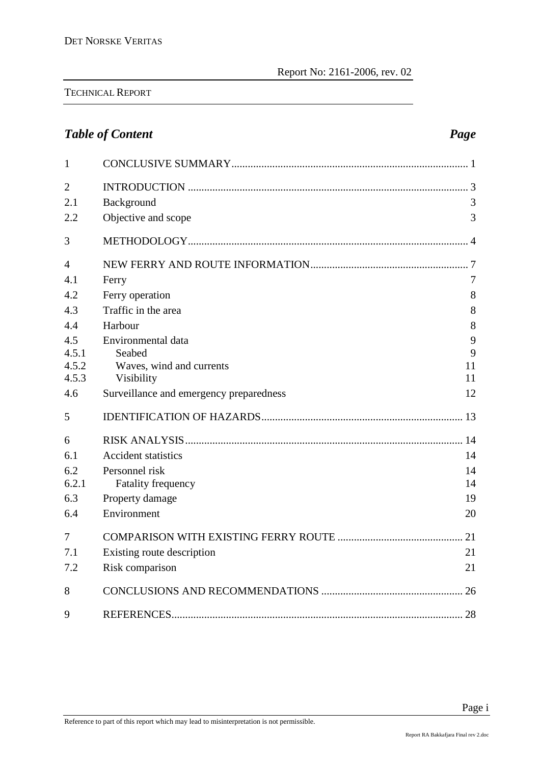# *Table of Content* *Page*

| | | |
|---|---|---|
| 1 | CONCLUSIVE SUMMARY | 1 |
| 2 | INTRODUCTION | 3 |
| 2.1 | Background | 3 |
| 2.2 | Objective and scope | 3 |
| 3 | METHODOLOGY | 4 |
| 4 | NEW FERRY AND ROUTE INFORMATION | 7 |
| 4.1 | Ferry | 7 |
| 4.2 | Ferry operation | 8 |
| 4.3 | Traffic in the area | 8 |
| 4.4 | Harbour | 8 |
| 4.5 | Environmental data | 9 |
| 4.5.1 | Seabed | 9 |
| 4.5.2 | Waves, wind and currents | 11 |
| 4.5.3 | Visibility | 11 |
| 4.6 | Surveillance and emergency preparedness | 12 |
| 5 | IDENTIFICATION OF HAZARDS | 13 |
| 6 | RISK ANALYSIS | 14 |
| 6.1 | Accident statistics | 14 |
| 6.2 | Personnel risk | 14 |
| 6.2.1 | Fatality frequency | 14 |
| 6.3 | Property damage | 19 |
| 6.4 | Environment | 20 |
| 7 | COMPARISON WITH EXISTING FERRY ROUTE | 21 |
| 7.1 | Existing route description | 21 |
| 7.2 | Risk comparison | 21 |
| 8 | CONCLUSIONS AND RECOMMENDATIONS | 26 |
| 9 | REFERENCES | 28 |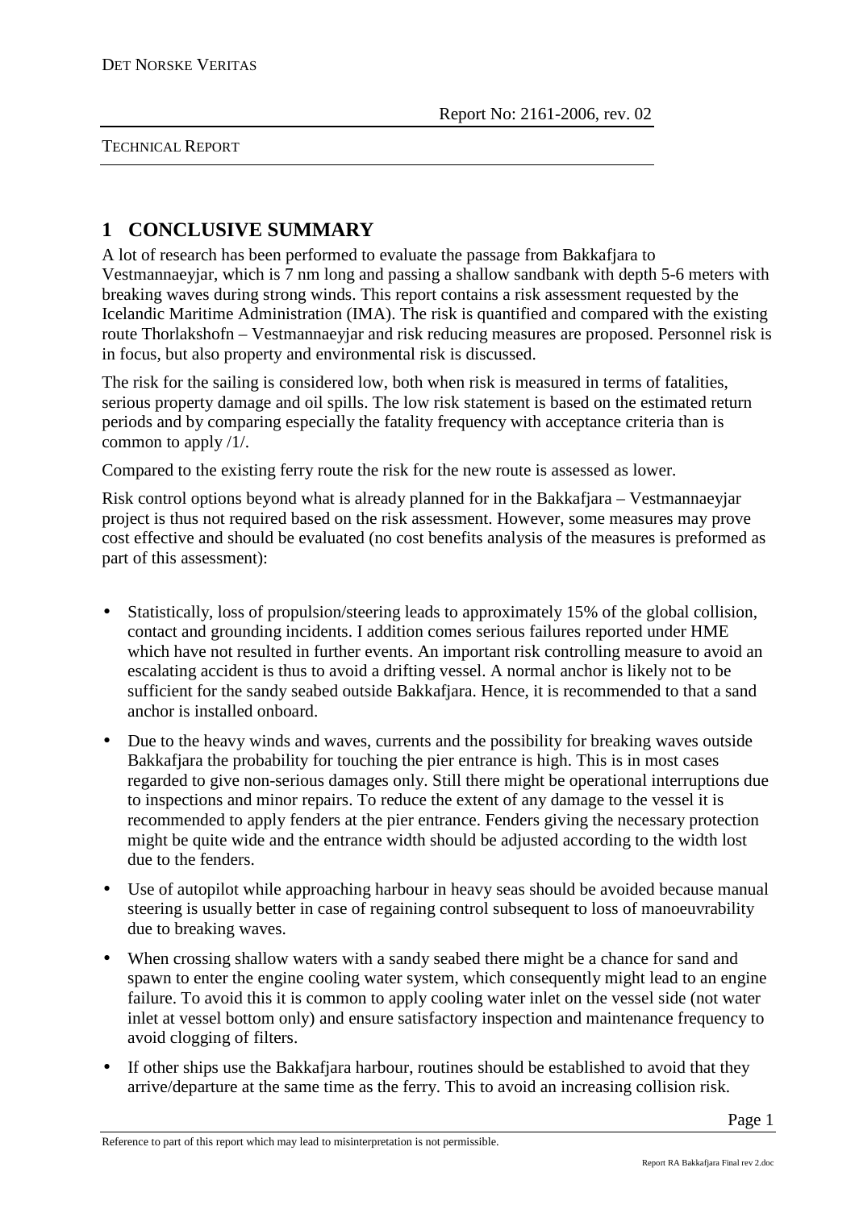# 1 CONCLUSIVE SUMMARY

A lot of research has been performed to evaluate the passage from Bakkafjara to Vestmannaeyjar, which is 7 nm long and passing a shallow sandbank with depth 5-6 meters with breaking waves during strong winds. This report contains a risk assessment requested by the Icelandic Maritime Administration (IMA). The risk is quantified and compared with the existing route Thorlakshofn – Vestmannaeyjar and risk reducing measures are proposed. Personnel risk is in focus, but also property and environmental risk is discussed.

The risk for the sailing is considered low, both when risk is measured in terms of fatalities, serious property damage and oil spills. The low risk statement is based on the estimated return periods and by comparing especially the fatality frequency with acceptance criteria than is common to apply /1/.

Compared to the existing ferry route the risk for the new route is assessed as lower.

Risk control options beyond what is already planned for in the Bakkafjara – Vestmannaeyjar project is thus not required based on the risk assessment. However, some measures may prove cost effective and should be evaluated (no cost benefits analysis of the measures is preformed as part of this assessment):

- Statistically, loss of propulsion/steering leads to approximately 15% of the global collision, contact and grounding incidents. I addition comes serious failures reported under HME which have not resulted in further events. An important risk controlling measure to avoid an escalating accident is thus to avoid a drifting vessel. A normal anchor is likely not to be sufficient for the sandy seabed outside Bakkafjara. Hence, it is recommended to that a sand anchor is installed onboard.
- Due to the heavy winds and waves, currents and the possibility for breaking waves outside Bakkafjara the probability for touching the pier entrance is high. This is in most cases regarded to give non-serious damages only. Still there might be operational interruptions due to inspections and minor repairs. To reduce the extent of any damage to the vessel it is recommended to apply fenders at the pier entrance. Fenders giving the necessary protection might be quite wide and the entrance width should be adjusted according to the width lost due to the fenders.
- Use of autopilot while approaching harbour in heavy seas should be avoided because manual steering is usually better in case of regaining control subsequent to loss of manoeuvrability due to breaking waves.
- When crossing shallow waters with a sandy seabed there might be a chance for sand and spawn to enter the engine cooling water system, which consequently might lead to an engine failure. To avoid this it is common to apply cooling water inlet on the vessel side (not water inlet at vessel bottom only) and ensure satisfactory inspection and maintenance frequency to avoid clogging of filters.
- If other ships use the Bakkafjara harbour, routines should be established to avoid that they arrive/departure at the same time as the ferry. This to avoid an increasing collision risk.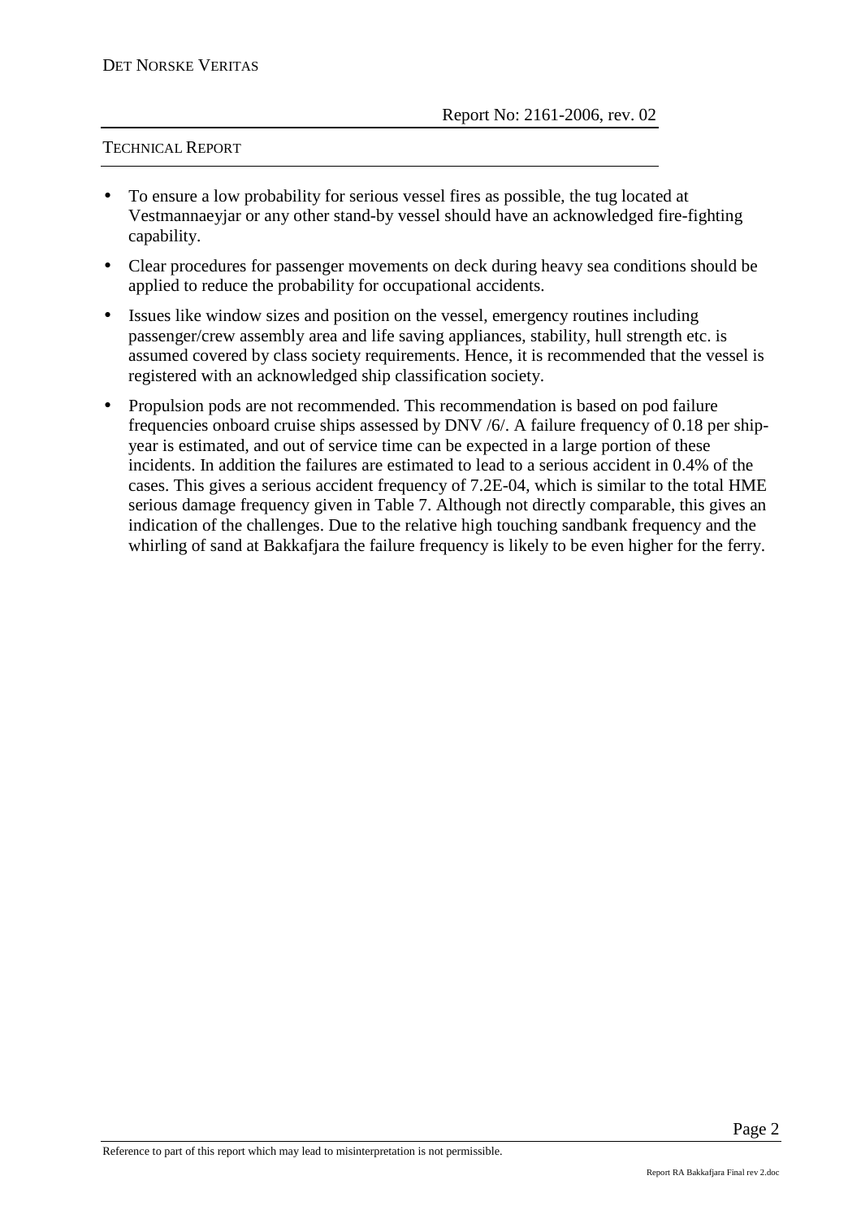- To ensure a low probability for serious vessel fires as possible, the tug located at Vestmannaeyjar or any other stand-by vessel should have an acknowledged fire-fighting capability.
- Clear procedures for passenger movements on deck during heavy sea conditions should be applied to reduce the probability for occupational accidents.
- Issues like window sizes and position on the vessel, emergency routines including passenger/crew assembly area and life saving appliances, stability, hull strength etc. is assumed covered by class society requirements. Hence, it is recommended that the vessel is registered with an acknowledged ship classification society.
- Propulsion pods are not recommended. This recommendation is based on pod failure frequencies onboard cruise ships assessed by DNV /6/. A failure frequency of 0.18 per ship-year is estimated, and out of service time can be expected in a large portion of these incidents. In addition the failures are estimated to lead to a serious accident in 0.4% of the cases. This gives a serious accident frequency of 7.2E-04, which is similar to the total HME serious damage frequency given in Table 7. Although not directly comparable, this gives an indication of the challenges. Due to the relative high touching sandbank frequency and the whirling of sand at Bakkafjara the failure frequency is likely to be even higher for the ferry.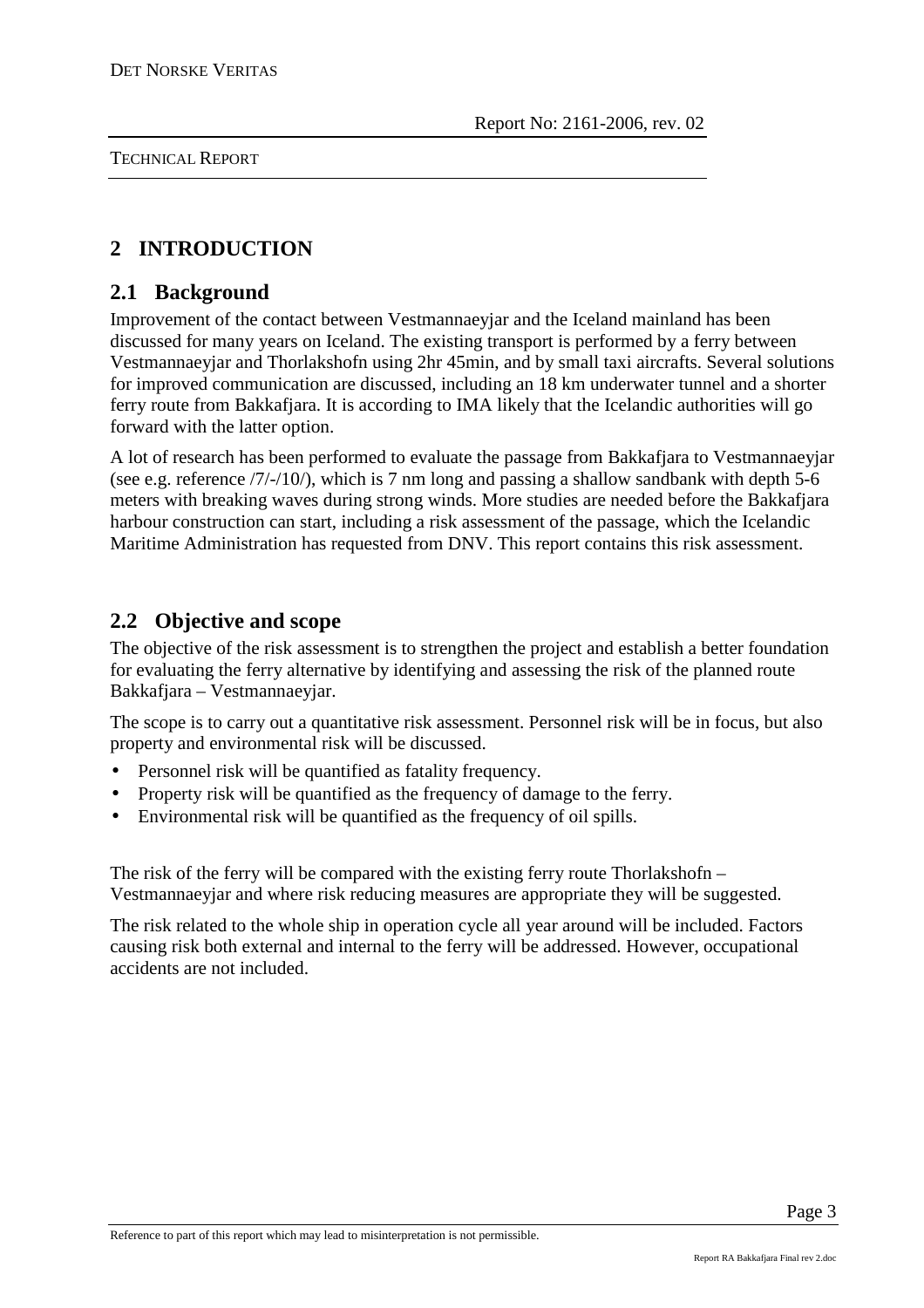# 2 INTRODUCTION

## 2.1 Background

Improvement of the contact between Vestmannaeyjar and the Iceland mainland has been discussed for many years on Iceland. The existing transport is performed by a ferry between Vestmannaeyjar and Thorlakshofn using 2hr 45min, and by small taxi aircrafts. Several solutions for improved communication are discussed, including an 18 km underwater tunnel and a shorter ferry route from Bakkafjara. It is according to IMA likely that the Icelandic authorities will go forward with the latter option.

A lot of research has been performed to evaluate the passage from Bakkafjara to Vestmannaeyjar (see e.g. reference /7/-/10/), which is 7 nm long and passing a shallow sandbank with depth 5-6 meters with breaking waves during strong winds. More studies are needed before the Bakkafjara harbour construction can start, including a risk assessment of the passage, which the Icelandic Maritime Administration has requested from DNV. This report contains this risk assessment.

## 2.2 Objective and scope

The objective of the risk assessment is to strengthen the project and establish a better foundation for evaluating the ferry alternative by identifying and assessing the risk of the planned route Bakkafjara – Vestmannaeyjar.

The scope is to carry out a quantitative risk assessment. Personnel risk will be in focus, but also property and environmental risk will be discussed.

- Personnel risk will be quantified as fatality frequency.
- Property risk will be quantified as the frequency of damage to the ferry.
- Environmental risk will be quantified as the frequency of oil spills.

The risk of the ferry will be compared with the existing ferry route Thorlakshofn – Vestmannaeyjar and where risk reducing measures are appropriate they will be suggested.

The risk related to the whole ship in operation cycle all year around will be included. Factors causing risk both external and internal to the ferry will be addressed. However, occupational accidents are not included.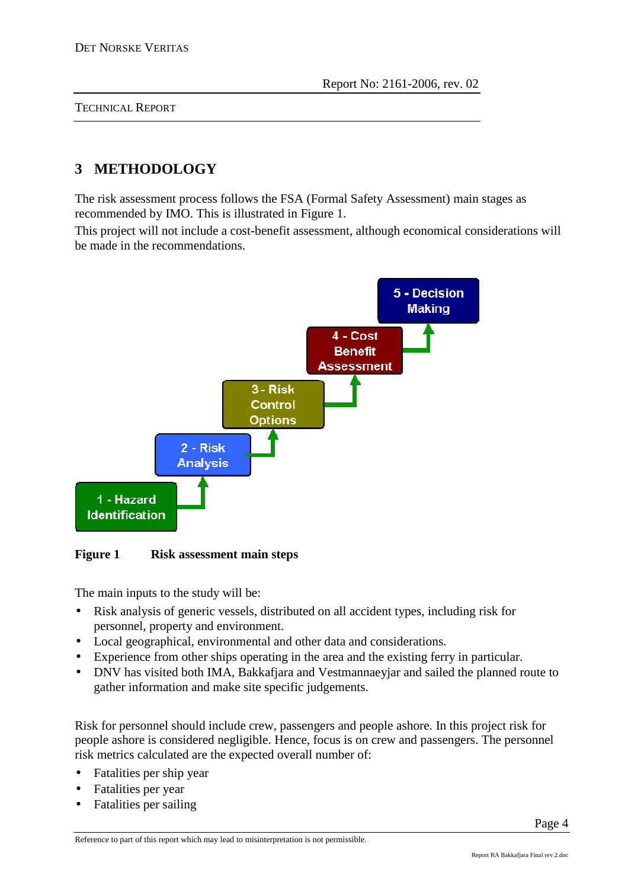# 3 METHODOLOGY

The risk assessment process follows the FSA (Formal Safety Assessment) main stages as recommended by IMO. This is illustrated in Figure 1.

This project will not include a cost-benefit assessment, although economical considerations will be made in the recommendations.

1 - Hazard Identification → 2 - Risk Analysis → 3 - Risk Control Options → 4 - Cost Benefit Assessment → 5 - Decision Making

**Figure 1 Risk assessment main steps**

The main inputs to the study will be:

- Risk analysis of generic vessels, distributed on all accident types, including risk for personnel, property and environment.
- Local geographical, environmental and other data and considerations.
- Experience from other ships operating in the area and the existing ferry in particular.
- DNV has visited both IMA, Bakkafjara and Vestmannaeyjar and sailed the planned route to gather information and make site specific judgements.

Risk for personnel should include crew, passengers and people ashore. In this project risk for people ashore is considered negligible. Hence, focus is on crew and passengers. The personnel risk metrics calculated are the expected overall number of:

- Fatalities per ship year
- Fatalities per year
- Fatalities per sailing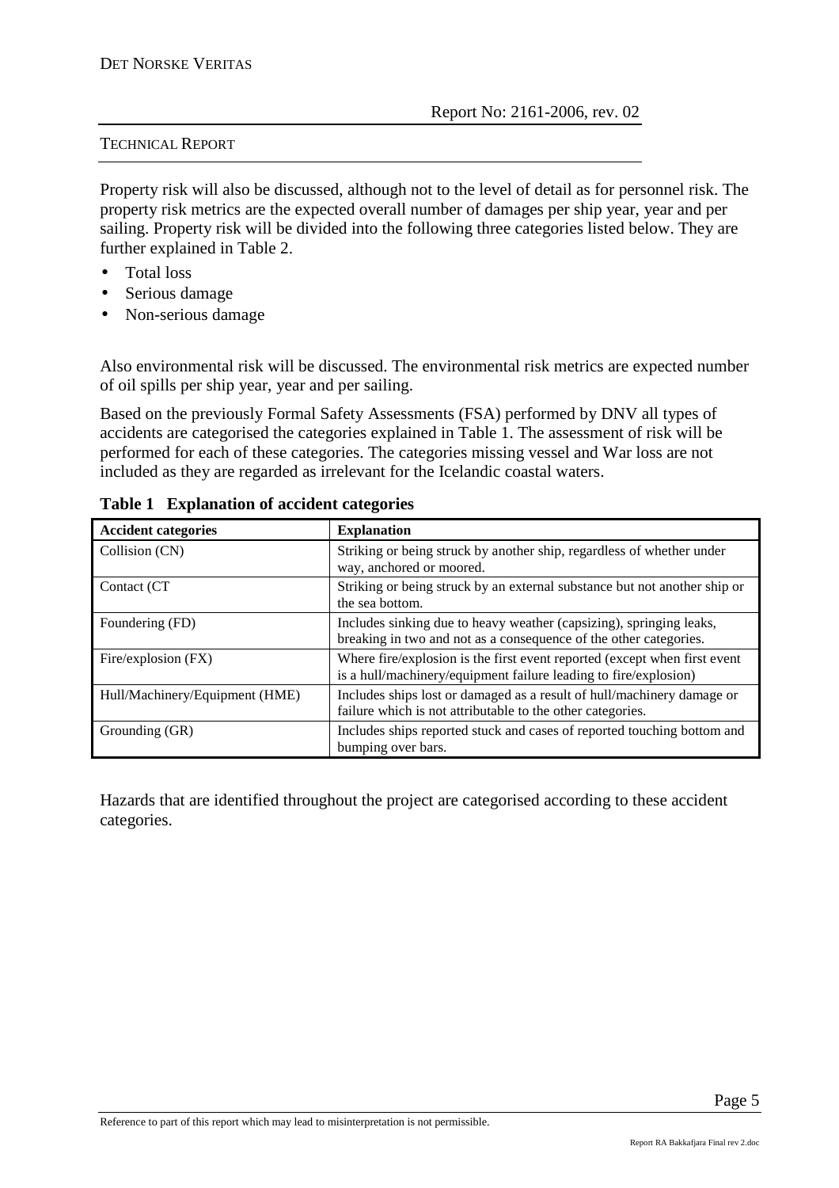Property risk will also be discussed, although not to the level of detail as for personnel risk. The property risk metrics are the expected overall number of damages per ship year, year and per sailing. Property risk will be divided into the following three categories listed below. They are further explained in Table 2.

- Total loss
- Serious damage
- Non-serious damage

Also environmental risk will be discussed. The environmental risk metrics are expected number of oil spills per ship year, year and per sailing.

Based on the previously Formal Safety Assessments (FSA) performed by DNV all types of accidents are categorised the categories explained in Table 1. The assessment of risk will be performed for each of these categories. The categories missing vessel and War loss are not included as they are regarded as irrelevant for the Icelandic coastal waters.

**Table 1 Explanation of accident categories**

| Accident categories | Explanation |
|---|---|
| Collision (CN) | Striking or being struck by another ship, regardless of whether under way, anchored or moored. |
| Contact (CT | Striking or being struck by an external substance but not another ship or the sea bottom. |
| Foundering (FD) | Includes sinking due to heavy weather (capsizing), springing leaks, breaking in two and not as a consequence of the other categories. |
| Fire/explosion (FX) | Where fire/explosion is the first event reported (except when first event is a hull/machinery/equipment failure leading to fire/explosion) |
| Hull/Machinery/Equipment (HME) | Includes ships lost or damaged as a result of hull/machinery damage or failure which is not attributable to the other categories. |
| Grounding (GR) | Includes ships reported stuck and cases of reported touching bottom and bumping over bars. |

Hazards that are identified throughout the project are categorised according to these accident categories.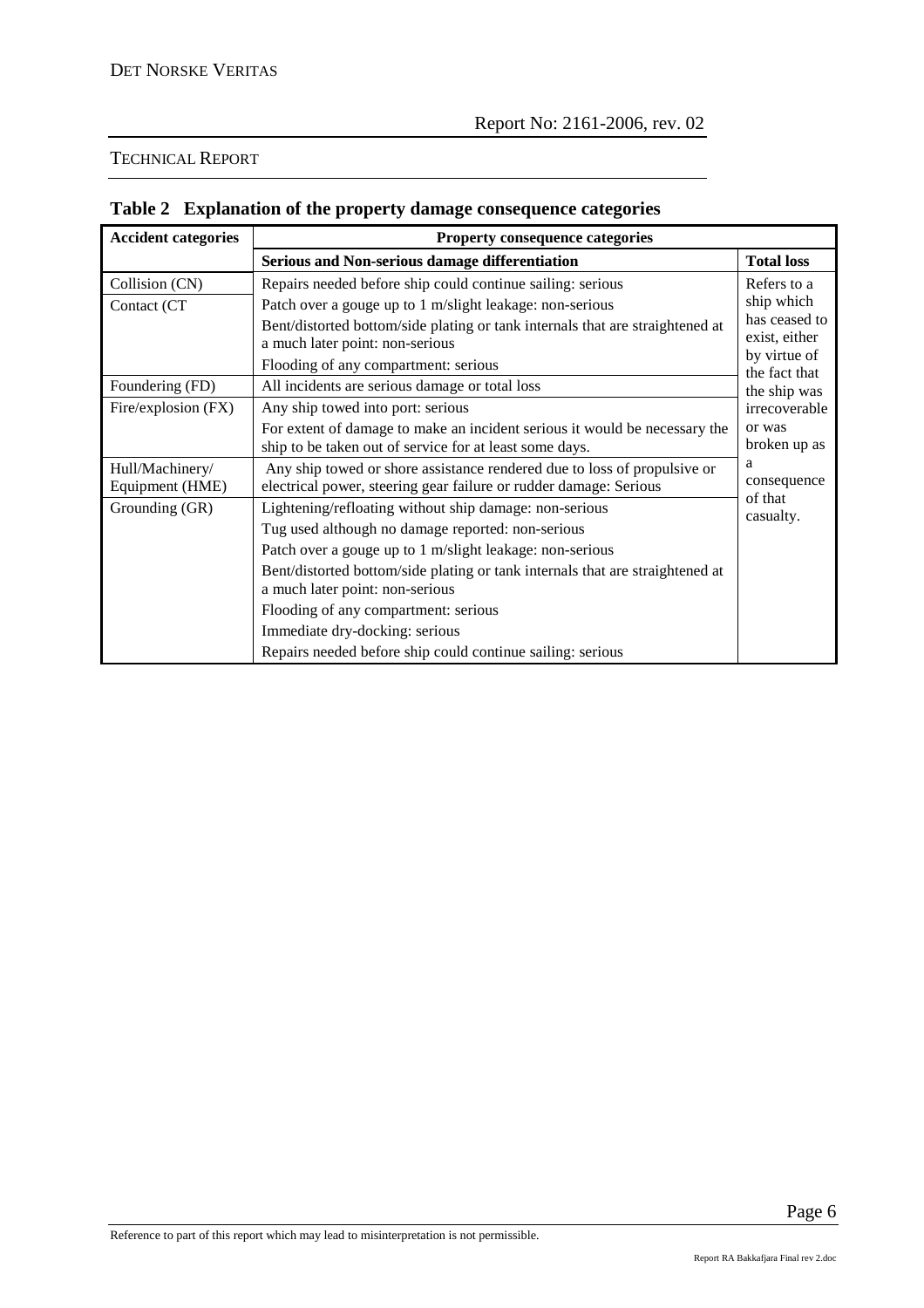**Table 2 Explanation of the property damage consequence categories**

| Accident categories | Property consequence categories | |
|---|---|---|
| | **Serious and Non-serious damage differentiation** | **Total loss** |
| Collision (CN) | Repairs needed before ship could continue sailing: serious | Refers to a ship which has ceased to exist, either by virtue of the fact that the ship was irrecoverable or was broken up as a consequence of that casualty. |
| Contact (CT | Patch over a gouge up to 1 m/slight leakage: non-serious<br>Bent/distorted bottom/side plating or tank internals that are straightened at a much later point: non-serious<br>Flooding of any compartment: serious | |
| Foundering (FD) | All incidents are serious damage or total loss | |
| Fire/explosion (FX) | Any ship towed into port: serious<br>For extent of damage to make an incident serious it would be necessary the ship to be taken out of service for at least some days. | |
| Hull/Machinery/ Equipment (HME) | Any ship towed or shore assistance rendered due to loss of propulsive or electrical power, steering gear failure or rudder damage: Serious | |
| Grounding (GR) | Lightening/refloating without ship damage: non-serious<br>Tug used although no damage reported: non-serious<br>Patch over a gouge up to 1 m/slight leakage: non-serious<br>Bent/distorted bottom/side plating or tank internals that are straightened at a much later point: non-serious<br>Flooding of any compartment: serious<br>Immediate dry-docking: serious<br>Repairs needed before ship could continue sailing: serious | |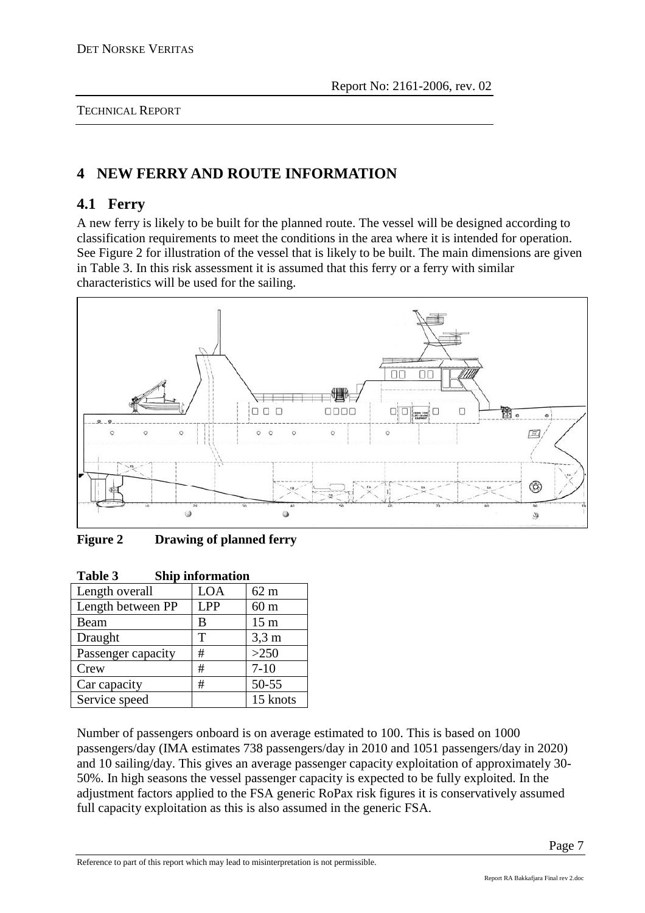# 4 NEW FERRY AND ROUTE INFORMATION

## 4.1 Ferry

A new ferry is likely to be built for the planned route. The vessel will be designed according to classification requirements to meet the conditions in the area where it is intended for operation. See Figure 2 for illustration of the vessel that is likely to be built. The main dimensions are given in Table 3. In this risk assessment it is assumed that this ferry or a ferry with similar characteristics will be used for the sailing.

**Figure 2 Drawing of planned ferry**

**Table 3 Ship information**

| | | |
|---|---|---|
| Length overall | LOA | 62 m |
| Length between PP | LPP | 60 m |
| Beam | B | 15 m |
| Draught | T | 3,3 m |
| Passenger capacity | # | >250 |
| Crew | # | 7-10 |
| Car capacity | # | 50-55 |
| Service speed | | 15 knots |

Number of passengers onboard is on average estimated to 100. This is based on 1000 passengers/day (IMA estimates 738 passengers/day in 2010 and 1051 passengers/day in 2020) and 10 sailing/day. This gives an average passenger capacity exploitation of approximately 30-50%. In high seasons the vessel passenger capacity is expected to be fully exploited. In the adjustment factors applied to the FSA generic RoPax risk figures it is conservatively assumed full capacity exploitation as this is also assumed in the generic FSA.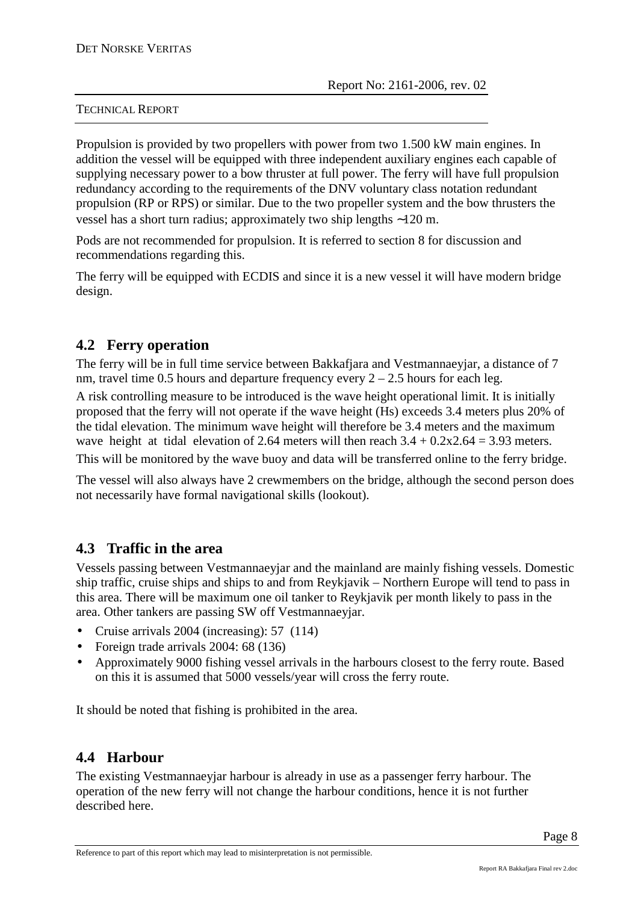Propulsion is provided by two propellers with power from two 1.500 kW main engines. In addition the vessel will be equipped with three independent auxiliary engines each capable of supplying necessary power to a bow thruster at full power. The ferry will have full propulsion redundancy according to the requirements of the DNV voluntary class notation redundant propulsion (RP or RPS) or similar. Due to the two propeller system and the bow thrusters the vessel has a short turn radius; approximately two ship lengths ~120 m.

Pods are not recommended for propulsion. It is referred to section 8 for discussion and recommendations regarding this.

The ferry will be equipped with ECDIS and since it is a new vessel it will have modern bridge design.

## 4.2 Ferry operation

The ferry will be in full time service between Bakkafjara and Vestmannaeyjar, a distance of 7 nm, travel time 0.5 hours and departure frequency every 2 – 2.5 hours for each leg.

A risk controlling measure to be introduced is the wave height operational limit. It is initially proposed that the ferry will not operate if the wave height (Hs) exceeds 3.4 meters plus 20% of the tidal elevation. The minimum wave height will therefore be 3.4 meters and the maximum wave height at tidal elevation of 2.64 meters will then reach $3.4 + 0.2 \times 2.64 = 3.93$ meters.

This will be monitored by the wave buoy and data will be transferred online to the ferry bridge.

The vessel will also always have 2 crewmembers on the bridge, although the second person does not necessarily have formal navigational skills (lookout).

## 4.3 Traffic in the area

Vessels passing between Vestmannaeyjar and the mainland are mainly fishing vessels. Domestic ship traffic, cruise ships and ships to and from Reykjavik – Northern Europe will tend to pass in this area. There will be maximum one oil tanker to Reykjavik per month likely to pass in the area. Other tankers are passing SW off Vestmannaeyjar.

- Cruise arrivals 2004 (increasing): 57 (114)
- Foreign trade arrivals 2004: 68 (136)
- Approximately 9000 fishing vessel arrivals in the harbours closest to the ferry route. Based on this it is assumed that 5000 vessels/year will cross the ferry route.

It should be noted that fishing is prohibited in the area.

## 4.4 Harbour

The existing Vestmannaeyjar harbour is already in use as a passenger ferry harbour. The operation of the new ferry will not change the harbour conditions, hence it is not further described here.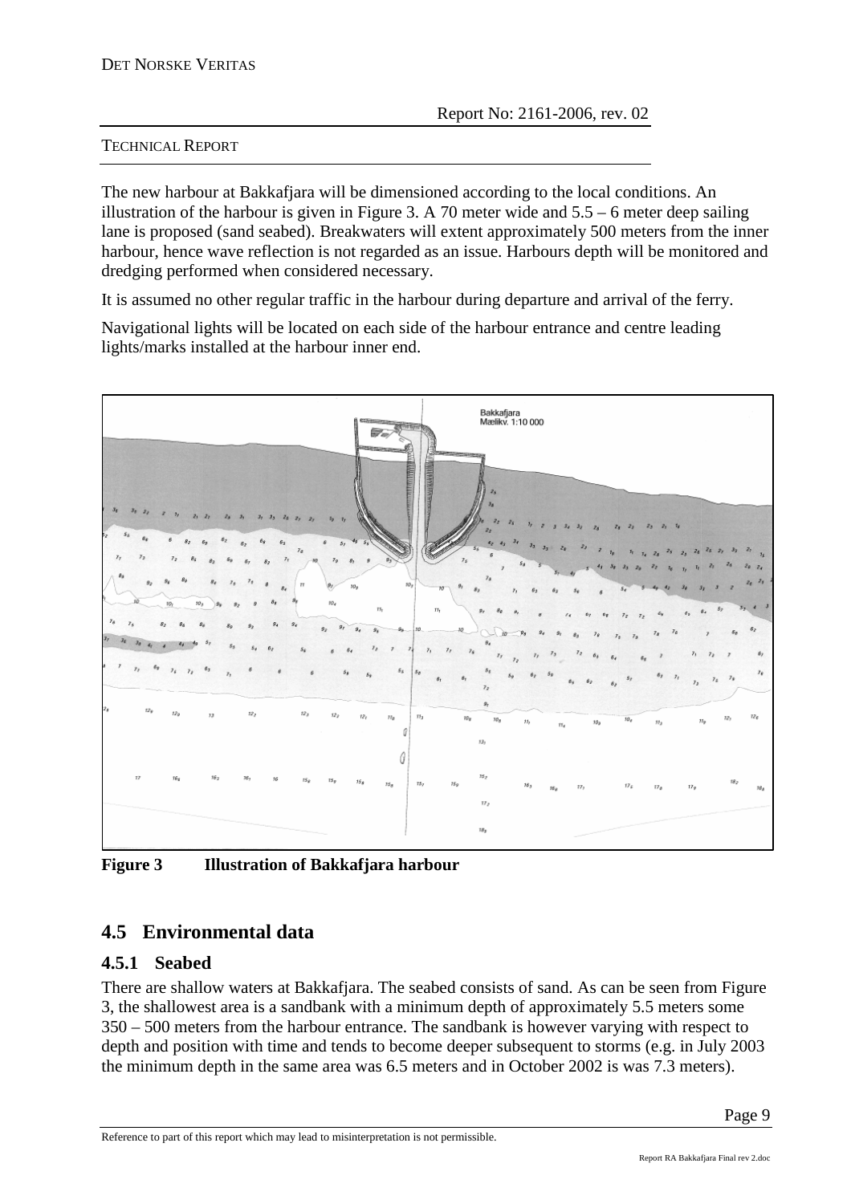The new harbour at Bakkafjara will be dimensioned according to the local conditions. An illustration of the harbour is given in Figure 3. A 70 meter wide and 5.5 – 6 meter deep sailing lane is proposed (sand seabed). Breakwaters will extent approximately 500 meters from the inner harbour, hence wave reflection is not regarded as an issue. Harbours depth will be monitored and dredging performed when considered necessary.

It is assumed no other regular traffic in the harbour during departure and arrival of the ferry.

Navigational lights will be located on each side of the harbour entrance and centre leading lights/marks installed at the harbour inner end.

**Figure 3 Illustration of Bakkafjara harbour**

## 4.5 Environmental data

### 4.5.1 Seabed

There are shallow waters at Bakkafjara. The seabed consists of sand. As can be seen from Figure 3, the shallowest area is a sandbank with a minimum depth of approximately 5.5 meters some 350 – 500 meters from the harbour entrance. The sandbank is however varying with respect to depth and position with time and tends to become deeper subsequent to storms (e.g. in July 2003 the minimum depth in the same area was 6.5 meters and in October 2002 is was 7.3 meters).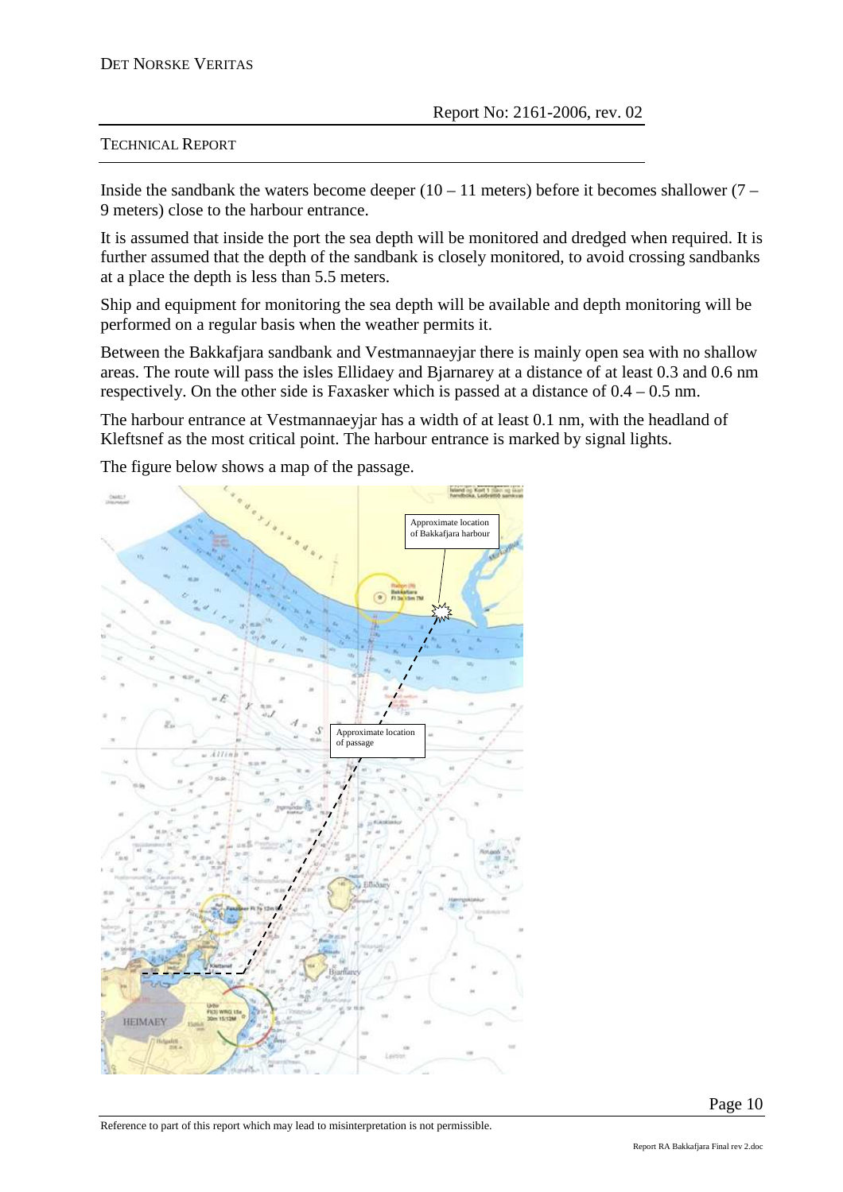Inside the sandbank the waters become deeper (10 – 11 meters) before it becomes shallower (7 – 9 meters) close to the harbour entrance.

It is assumed that inside the port the sea depth will be monitored and dredged when required. It is further assumed that the depth of the sandbank is closely monitored, to avoid crossing sandbanks at a place the depth is less than 5.5 meters.

Ship and equipment for monitoring the sea depth will be available and depth monitoring will be performed on a regular basis when the weather permits it.

Between the Bakkafjara sandbank and Vestmannaeyjar there is mainly open sea with no shallow areas. The route will pass the isles Ellidaey and Bjarnarey at a distance of at least 0.3 and 0.6 nm respectively. On the other side is Faxasker which is passed at a distance of 0.4 – 0.5 nm.

The harbour entrance at Vestmannaeyjar has a width of at least 0.1 nm, with the headland of Kleftsnef as the most critical point. The harbour entrance is marked by signal lights.

The figure below shows a map of the passage.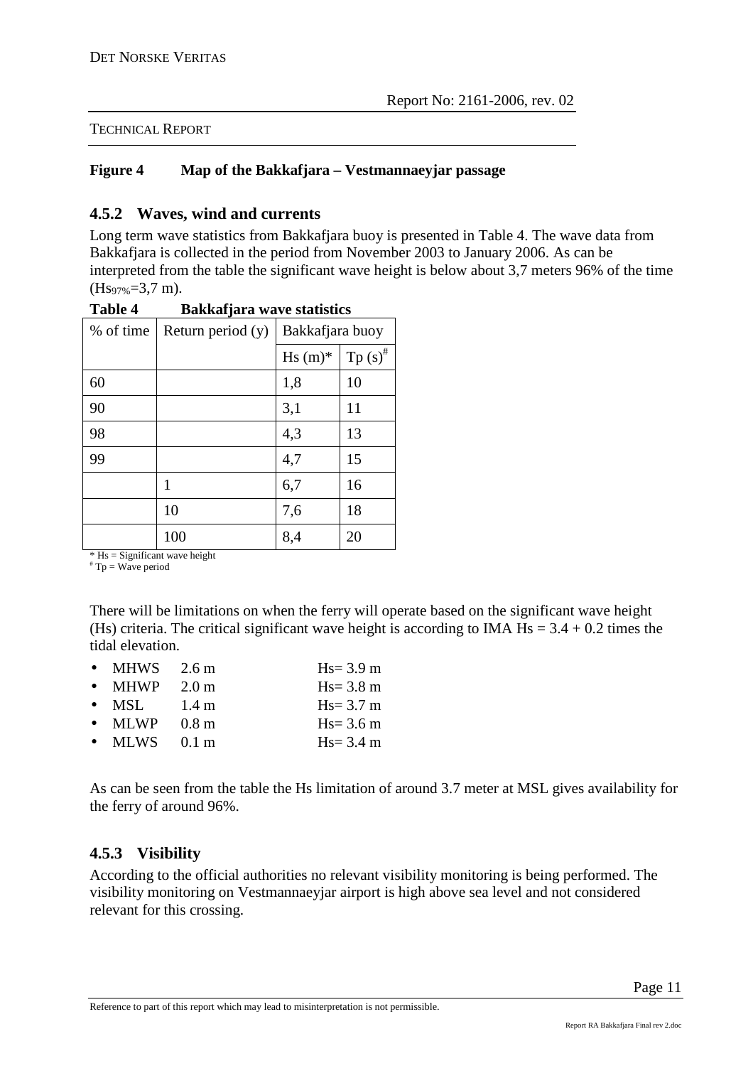**Figure 4 Map of the Bakkafjara – Vestmannaeyjar passage**

### 4.5.2 Waves, wind and currents

Long term wave statistics from Bakkafjara buoy is presented in Table 4. The wave data from Bakkafjara is collected in the period from November 2003 to January 2006. As can be interpreted from the table the significant wave height is below about 3,7 meters 96% of the time ($Hs_{97\%}$=3,7 m).

**Table 4 Bakkafjara wave statistics**

| % of time | Return period (y) | Bakkafjara buoy | |
|---|---|---|---|
| | | Hs (m)* | Tp (s)# |
| 60 | | 1,8 | 10 |
| 90 | | 3,1 | 11 |
| 98 | | 4,3 | 13 |
| 99 | | 4,7 | 15 |
| | 1 | 6,7 | 16 |
| | 10 | 7,6 | 18 |
| | 100 | 8,4 | 20 |

\* Hs = Significant wave height
\# Tp = Wave period

There will be limitations on when the ferry will operate based on the significant wave height (Hs) criteria. The critical significant wave height is according to IMA Hs = 3.4 + 0.2 times the tidal elevation.

- MHWS 2.6 m Hs= 3.9 m
- MHWP 2.0 m Hs= 3.8 m
- MSL 1.4 m Hs= 3.7 m
- MLWP 0.8 m Hs= 3.6 m
- MLWS 0.1 m Hs= 3.4 m

As can be seen from the table the Hs limitation of around 3.7 meter at MSL gives availability for the ferry of around 96%.

### 4.5.3 Visibility

According to the official authorities no relevant visibility monitoring is being performed. The visibility monitoring on Vestmannaeyjar airport is high above sea level and not considered relevant for this crossing.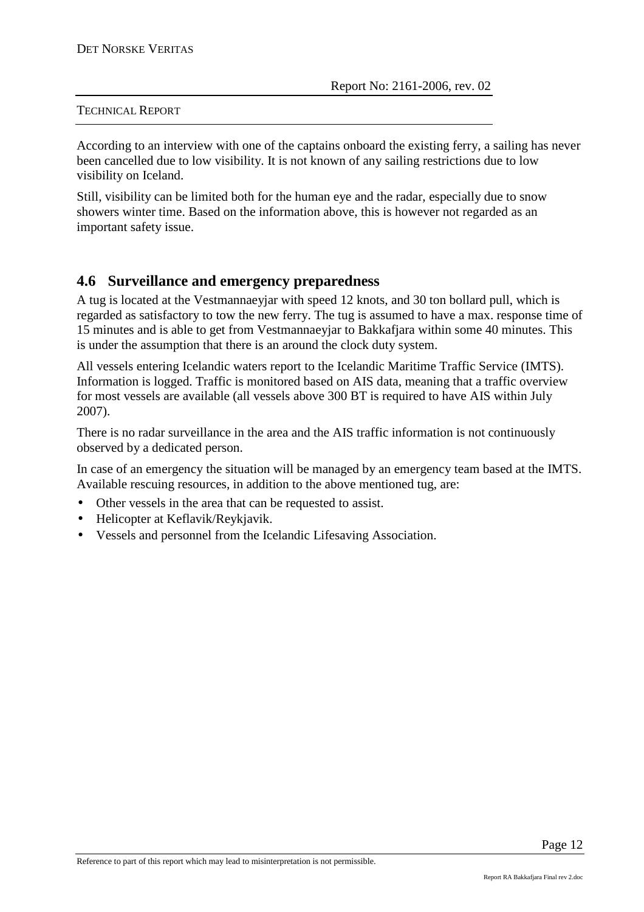According to an interview with one of the captains onboard the existing ferry, a sailing has never been cancelled due to low visibility. It is not known of any sailing restrictions due to low visibility on Iceland.

Still, visibility can be limited both for the human eye and the radar, especially due to snow showers winter time. Based on the information above, this is however not regarded as an important safety issue.

## 4.6 Surveillance and emergency preparedness

A tug is located at the Vestmannaeyjar with speed 12 knots, and 30 ton bollard pull, which is regarded as satisfactory to tow the new ferry. The tug is assumed to have a max. response time of 15 minutes and is able to get from Vestmannaeyjar to Bakkafjara within some 40 minutes. This is under the assumption that there is an around the clock duty system.

All vessels entering Icelandic waters report to the Icelandic Maritime Traffic Service (IMTS). Information is logged. Traffic is monitored based on AIS data, meaning that a traffic overview for most vessels are available (all vessels above 300 BT is required to have AIS within July 2007).

There is no radar surveillance in the area and the AIS traffic information is not continuously observed by a dedicated person.

In case of an emergency the situation will be managed by an emergency team based at the IMTS. Available rescuing resources, in addition to the above mentioned tug, are:

- Other vessels in the area that can be requested to assist.
- Helicopter at Keflavik/Reykjavik.
- Vessels and personnel from the Icelandic Lifesaving Association.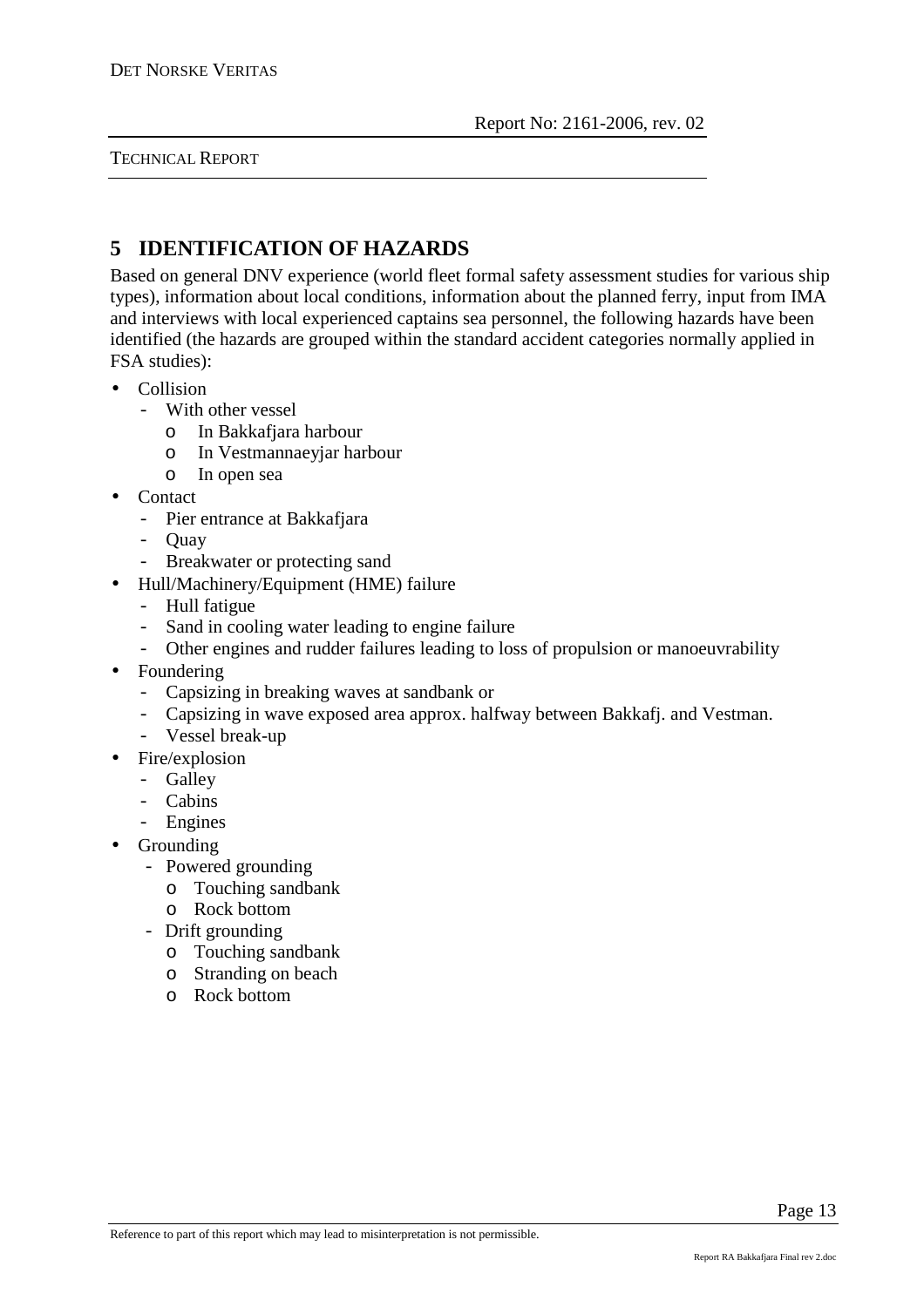## 5 IDENTIFICATION OF HAZARDS

Based on general DNV experience (world fleet formal safety assessment studies for various ship types), information about local conditions, information about the planned ferry, input from IMA and interviews with local experienced captains sea personnel, the following hazards have been identified (the hazards are grouped within the standard accident categories normally applied in FSA studies):

- Collision
  - With other vessel
    - In Bakkafjara harbour
    - In Vestmannaeyjar harbour
    - In open sea
- Contact
  - Pier entrance at Bakkafjara
  - Quay
  - Breakwater or protecting sand
- Hull/Machinery/Equipment (HME) failure
  - Hull fatigue
  - Sand in cooling water leading to engine failure
  - Other engines and rudder failures leading to loss of propulsion or manoeuvrability
- Foundering
  - Capsizing in breaking waves at sandbank or
  - Capsizing in wave exposed area approx. halfway between Bakkafj. and Vestman.
  - Vessel break-up
- Fire/explosion
  - Galley
  - Cabins
  - Engines
- Grounding
  - Powered grounding
    - Touching sandbank
    - Rock bottom
  - Drift grounding
    - Touching sandbank
    - Stranding on beach
    - Rock bottom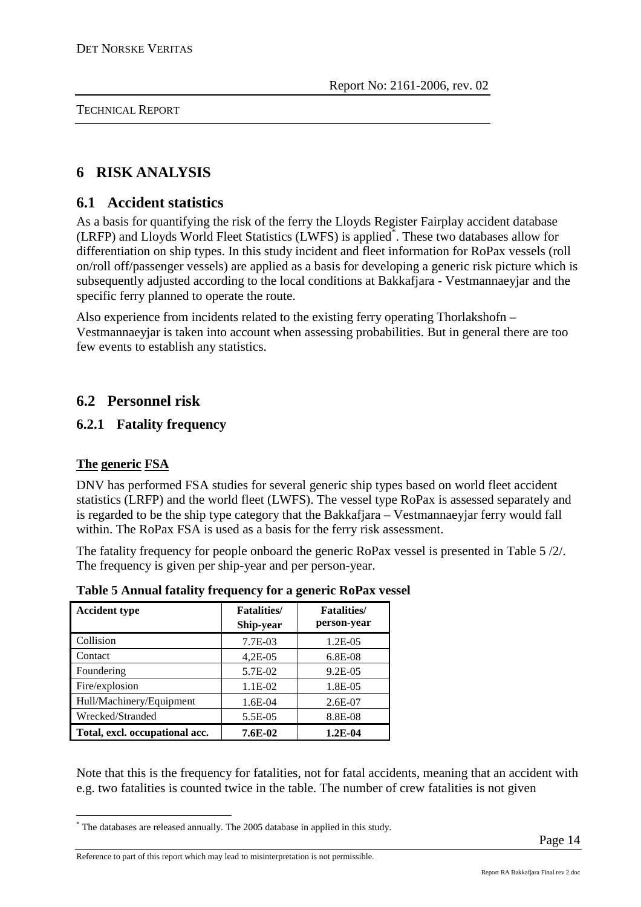# 6 RISK ANALYSIS

## 6.1 Accident statistics

As a basis for quantifying the risk of the ferry the Lloyds Register Fairplay accident database (LRFP) and Lloyds World Fleet Statistics (LWFS) is applied*. These two databases allow for differentiation on ship types. In this study incident and fleet information for RoPax vessels (roll on/roll off/passenger vessels) are applied as a basis for developing a generic risk picture which is subsequently adjusted according to the local conditions at Bakkafjara - Vestmannaeyjar and the specific ferry planned to operate the route.

Also experience from incidents related to the existing ferry operating Thorlakshofn – Vestmannaeyjar is taken into account when assessing probabilities. But in general there are too few events to establish any statistics.

## 6.2 Personnel risk

### 6.2.1 Fatality frequency

**The generic FSA**

DNV has performed FSA studies for several generic ship types based on world fleet accident statistics (LRFP) and the world fleet (LWFS). The vessel type RoPax is assessed separately and is regarded to be the ship type category that the Bakkafjara – Vestmannaeyjar ferry would fall within. The RoPax FSA is used as a basis for the ferry risk assessment.

The fatality frequency for people onboard the generic RoPax vessel is presented in Table 5 /2/. The frequency is given per ship-year and per person-year.

**Table 5 Annual fatality frequency for a generic RoPax vessel**

| Accident type | Fatalities/ Ship-year | Fatalities/ person-year |
|---|---|---|
| Collision | 7.7E-03 | 1.2E-05 |
| Contact | 4,2E-05 | 6.8E-08 |
| Foundering | 5.7E-02 | 9.2E-05 |
| Fire/explosion | 1.1E-02 | 1.8E-05 |
| Hull/Machinery/Equipment | 1.6E-04 | 2.6E-07 |
| Wrecked/Stranded | 5.5E-05 | 8.8E-08 |
| **Total, excl. occupational acc.** | **7.6E-02** | **1.2E-04** |

Note that this is the frequency for fatalities, not for fatal accidents, meaning that an accident with e.g. two fatalities is counted twice in the table. The number of crew fatalities is not given

* The databases are released annually. The 2005 database in applied in this study.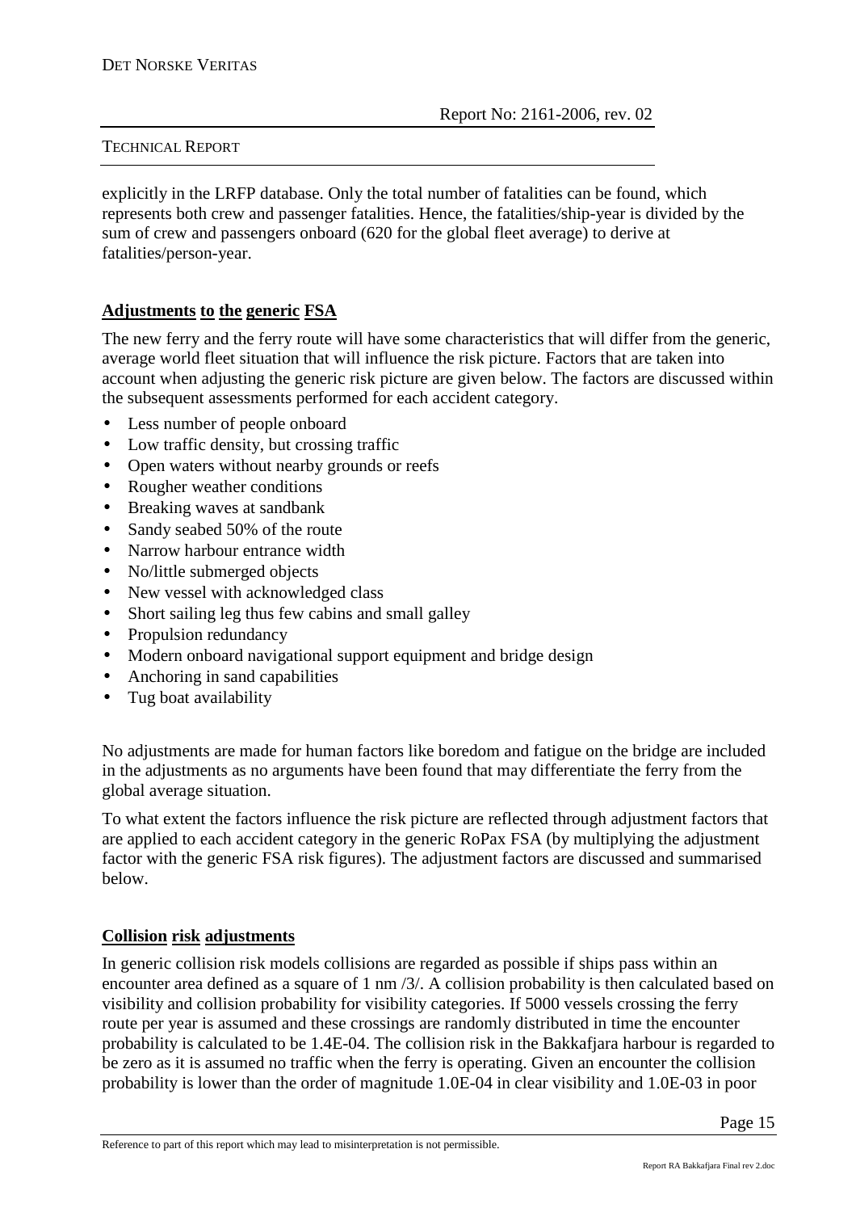explicitly in the LRFP database. Only the total number of fatalities can be found, which represents both crew and passenger fatalities. Hence, the fatalities/ship-year is divided by the sum of crew and passengers onboard (620 for the global fleet average) to derive at fatalities/person-year.

**Adjustments to the generic FSA**

The new ferry and the ferry route will have some characteristics that will differ from the generic, average world fleet situation that will influence the risk picture. Factors that are taken into account when adjusting the generic risk picture are given below. The factors are discussed within the subsequent assessments performed for each accident category.

- Less number of people onboard
- Low traffic density, but crossing traffic
- Open waters without nearby grounds or reefs
- Rougher weather conditions
- Breaking waves at sandbank
- Sandy seabed 50% of the route
- Narrow harbour entrance width
- No/little submerged objects
- New vessel with acknowledged class
- Short sailing leg thus few cabins and small galley
- Propulsion redundancy
- Modern onboard navigational support equipment and bridge design
- Anchoring in sand capabilities
- Tug boat availability

No adjustments are made for human factors like boredom and fatigue on the bridge are included in the adjustments as no arguments have been found that may differentiate the ferry from the global average situation.

To what extent the factors influence the risk picture are reflected through adjustment factors that are applied to each accident category in the generic RoPax FSA (by multiplying the adjustment factor with the generic FSA risk figures). The adjustment factors are discussed and summarised below.

**Collision risk adjustments**

In generic collision risk models collisions are regarded as possible if ships pass within an encounter area defined as a square of 1 nm /3/. A collision probability is then calculated based on visibility and collision probability for visibility categories. If 5000 vessels crossing the ferry route per year is assumed and these crossings are randomly distributed in time the encounter probability is calculated to be 1.4E-04. The collision risk in the Bakkafjara harbour is regarded to be zero as it is assumed no traffic when the ferry is operating. Given an encounter the collision probability is lower than the order of magnitude 1.0E-04 in clear visibility and 1.0E-03 in poor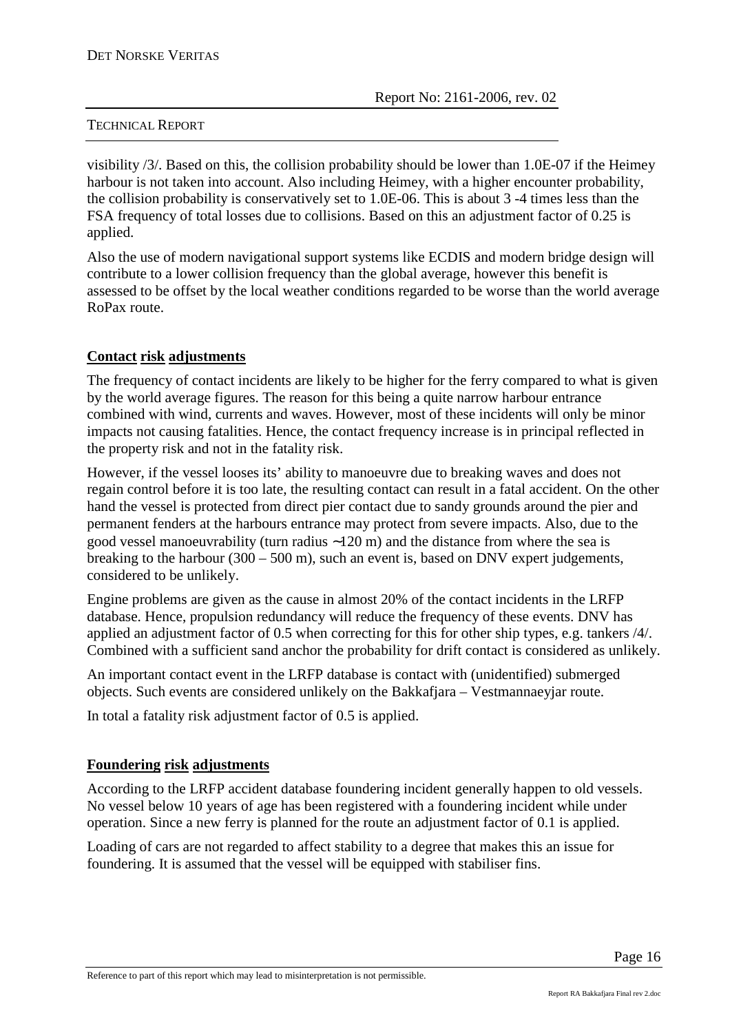visibility /3/. Based on this, the collision probability should be lower than 1.0E-07 if the Heimey harbour is not taken into account. Also including Heimey, with a higher encounter probability, the collision probability is conservatively set to 1.0E-06. This is about 3 -4 times less than the FSA frequency of total losses due to collisions. Based on this an adjustment factor of 0.25 is applied.

Also the use of modern navigational support systems like ECDIS and modern bridge design will contribute to a lower collision frequency than the global average, however this benefit is assessed to be offset by the local weather conditions regarded to be worse than the world average RoPax route.

**Contact risk adjustments**

The frequency of contact incidents are likely to be higher for the ferry compared to what is given by the world average figures. The reason for this being a quite narrow harbour entrance combined with wind, currents and waves. However, most of these incidents will only be minor impacts not causing fatalities. Hence, the contact frequency increase is in principal reflected in the property risk and not in the fatality risk.

However, if the vessel looses its' ability to manoeuvre due to breaking waves and does not regain control before it is too late, the resulting contact can result in a fatal accident. On the other hand the vessel is protected from direct pier contact due to sandy grounds around the pier and permanent fenders at the harbours entrance may protect from severe impacts. Also, due to the good vessel manoeuvrability (turn radius ~120 m) and the distance from where the sea is breaking to the harbour (300 – 500 m), such an event is, based on DNV expert judgements, considered to be unlikely.

Engine problems are given as the cause in almost 20% of the contact incidents in the LRFP database. Hence, propulsion redundancy will reduce the frequency of these events. DNV has applied an adjustment factor of 0.5 when correcting for this for other ship types, e.g. tankers /4/. Combined with a sufficient sand anchor the probability for drift contact is considered as unlikely.

An important contact event in the LRFP database is contact with (unidentified) submerged objects. Such events are considered unlikely on the Bakkafjara – Vestmannaeyjar route.

In total a fatality risk adjustment factor of 0.5 is applied.

**Foundering risk adjustments**

According to the LRFP accident database foundering incident generally happen to old vessels. No vessel below 10 years of age has been registered with a foundering incident while under operation. Since a new ferry is planned for the route an adjustment factor of 0.1 is applied.

Loading of cars are not regarded to affect stability to a degree that makes this an issue for foundering. It is assumed that the vessel will be equipped with stabiliser fins.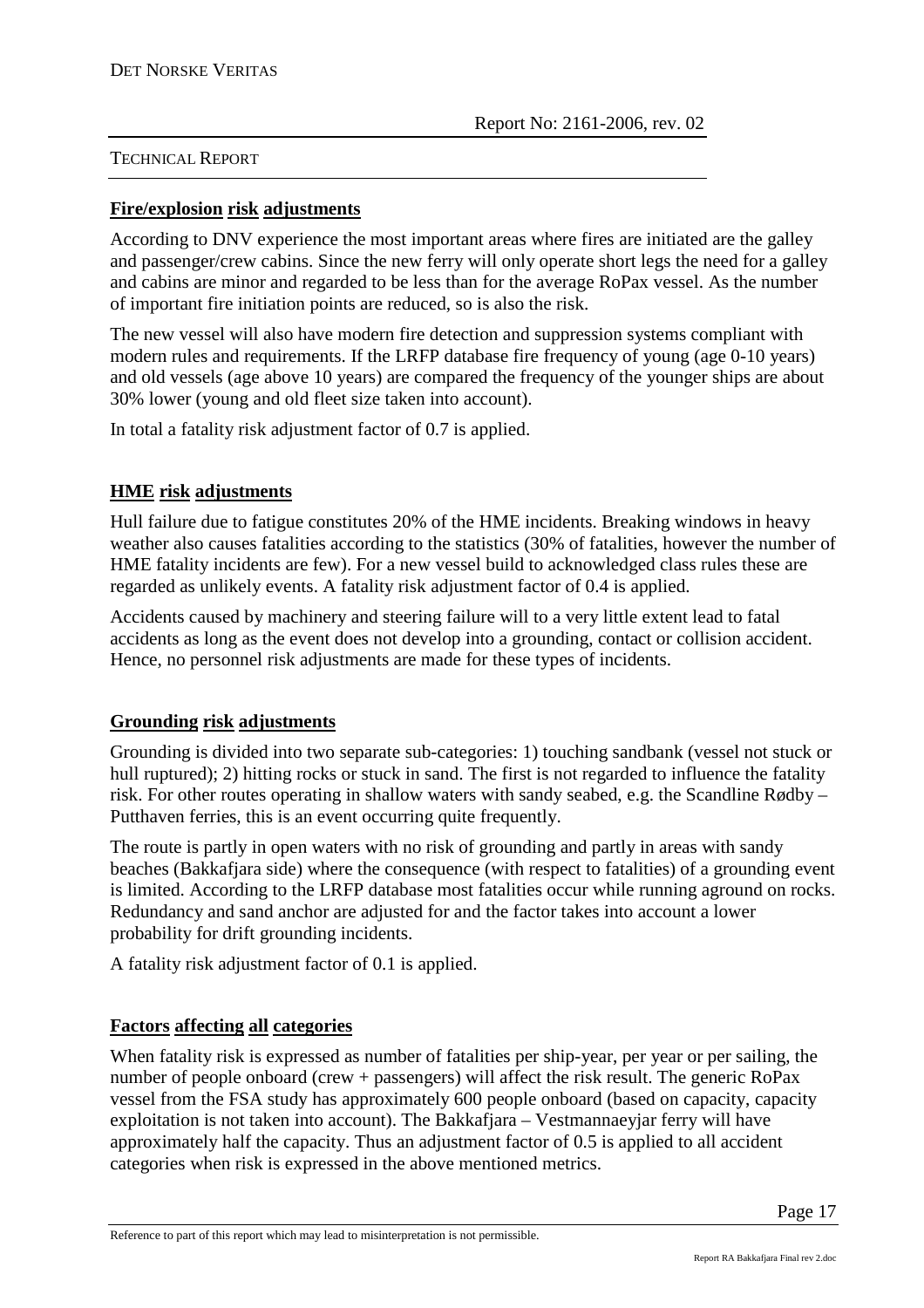## Fire/explosion risk adjustments

According to DNV experience the most important areas where fires are initiated are the galley and passenger/crew cabins. Since the new ferry will only operate short legs the need for a galley and cabins are minor and regarded to be less than for the average RoPax vessel. As the number of important fire initiation points are reduced, so is also the risk.

The new vessel will also have modern fire detection and suppression systems compliant with modern rules and requirements. If the LRFP database fire frequency of young (age 0-10 years) and old vessels (age above 10 years) are compared the frequency of the younger ships are about 30% lower (young and old fleet size taken into account).

In total a fatality risk adjustment factor of 0.7 is applied.

## HME risk adjustments

Hull failure due to fatigue constitutes 20% of the HME incidents. Breaking windows in heavy weather also causes fatalities according to the statistics (30% of fatalities, however the number of HME fatality incidents are few). For a new vessel build to acknowledged class rules these are regarded as unlikely events. A fatality risk adjustment factor of 0.4 is applied.

Accidents caused by machinery and steering failure will to a very little extent lead to fatal accidents as long as the event does not develop into a grounding, contact or collision accident. Hence, no personnel risk adjustments are made for these types of incidents.

## Grounding risk adjustments

Grounding is divided into two separate sub-categories: 1) touching sandbank (vessel not stuck or hull ruptured); 2) hitting rocks or stuck in sand. The first is not regarded to influence the fatality risk. For other routes operating in shallow waters with sandy seabed, e.g. the Scandline Rødby – Putthaven ferries, this is an event occurring quite frequently.

The route is partly in open waters with no risk of grounding and partly in areas with sandy beaches (Bakkafjara side) where the consequence (with respect to fatalities) of a grounding event is limited. According to the LRFP database most fatalities occur while running aground on rocks. Redundancy and sand anchor are adjusted for and the factor takes into account a lower probability for drift grounding incidents.

A fatality risk adjustment factor of 0.1 is applied.

## Factors affecting all categories

When fatality risk is expressed as number of fatalities per ship-year, per year or per sailing, the number of people onboard (crew + passengers) will affect the risk result. The generic RoPax vessel from the FSA study has approximately 600 people onboard (based on capacity, capacity exploitation is not taken into account). The Bakkafjara – Vestmannaeyjar ferry will have approximately half the capacity. Thus an adjustment factor of 0.5 is applied to all accident categories when risk is expressed in the above mentioned metrics.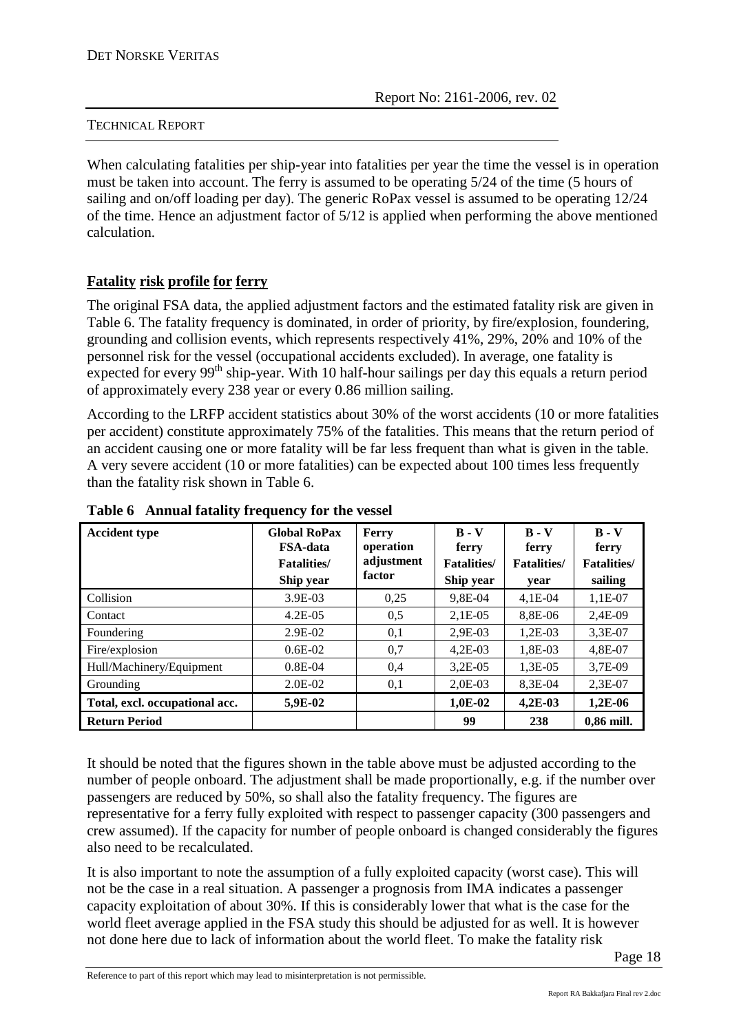When calculating fatalities per ship-year into fatalities per year the time the vessel is in operation must be taken into account. The ferry is assumed to be operating 5/24 of the time (5 hours of sailing and on/off loading per day). The generic RoPax vessel is assumed to be operating 12/24 of the time. Hence an adjustment factor of 5/12 is applied when performing the above mentioned calculation.

## Fatality risk profile for ferry

The original FSA data, the applied adjustment factors and the estimated fatality risk are given in Table 6. The fatality frequency is dominated, in order of priority, by fire/explosion, foundering, grounding and collision events, which represents respectively 41%, 29%, 20% and 10% of the personnel risk for the vessel (occupational accidents excluded). In average, one fatality is expected for every 99th ship-year. With 10 half-hour sailings per day this equals a return period of approximately every 238 year or every 0.86 million sailing.

According to the LRFP accident statistics about 30% of the worst accidents (10 or more fatalities per accident) constitute approximately 75% of the fatalities. This means that the return period of an accident causing one or more fatality will be far less frequent than what is given in the table. A very severe accident (10 or more fatalities) can be expected about 100 times less frequently than the fatality risk shown in Table 6.

**Table 6 Annual fatality frequency for the vessel**

| Accident type | Global RoPax FSA-data Fatalities/ Ship year | Ferry operation adjustment factor | B - V ferry Fatalities/ Ship year | B - V ferry Fatalities/ year | B - V ferry Fatalities/ sailing |
|---|---|---|---|---|---|
| Collision | 3.9E-03 | 0,25 | 9,8E-04 | 4,1E-04 | 1,1E-07 |
| Contact | 4.2E-05 | 0,5 | 2,1E-05 | 8,8E-06 | 2,4E-09 |
| Foundering | 2.9E-02 | 0,1 | 2,9E-03 | 1,2E-03 | 3,3E-07 |
| Fire/explosion | 0.6E-02 | 0,7 | 4,2E-03 | 1,8E-03 | 4,8E-07 |
| Hull/Machinery/Equipment | 0.8E-04 | 0,4 | 3,2E-05 | 1,3E-05 | 3,7E-09 |
| Grounding | 2.0E-02 | 0,1 | 2,0E-03 | 8,3E-04 | 2,3E-07 |
| **Total, excl. occupational acc.** | **5,9E-02** | | **1,0E-02** | **4,2E-03** | **1,2E-06** |
| **Return Period** | | | **99** | **238** | **0,86 mill.** |

It should be noted that the figures shown in the table above must be adjusted according to the number of people onboard. The adjustment shall be made proportionally, e.g. if the number over passengers are reduced by 50%, so shall also the fatality frequency. The figures are representative for a ferry fully exploited with respect to passenger capacity (300 passengers and crew assumed). If the capacity for number of people onboard is changed considerably the figures also need to be recalculated.

It is also important to note the assumption of a fully exploited capacity (worst case). This will not be the case in a real situation. A passenger a prognosis from IMA indicates a passenger capacity exploitation of about 30%. If this is considerably lower that what is the case for the world fleet average applied in the FSA study this should be adjusted for as well. It is however not done here due to lack of information about the world fleet. To make the fatality risk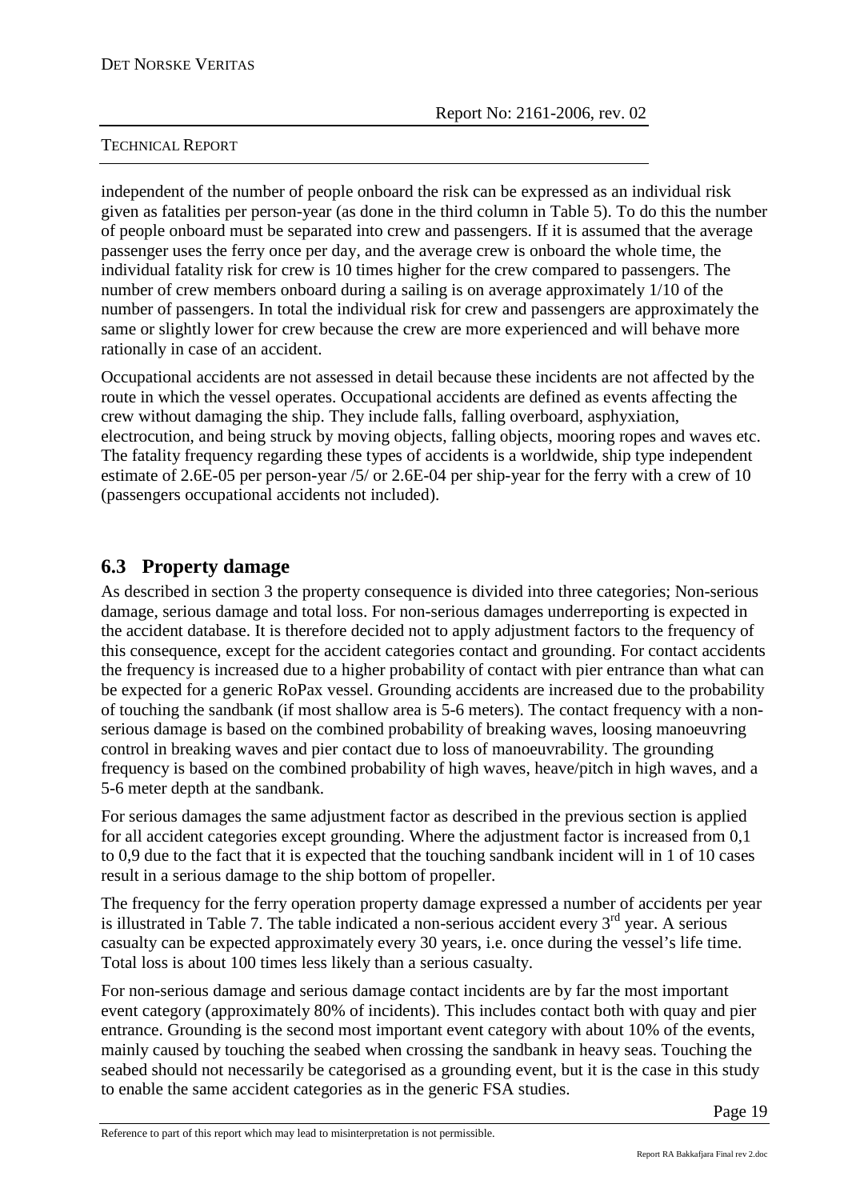independent of the number of people onboard the risk can be expressed as an individual risk given as fatalities per person-year (as done in the third column in Table 5). To do this the number of people onboard must be separated into crew and passengers. If it is assumed that the average passenger uses the ferry once per day, and the average crew is onboard the whole time, the individual fatality risk for crew is 10 times higher for the crew compared to passengers. The number of crew members onboard during a sailing is on average approximately 1/10 of the number of passengers. In total the individual risk for crew and passengers are approximately the same or slightly lower for crew because the crew are more experienced and will behave more rationally in case of an accident.

Occupational accidents are not assessed in detail because these incidents are not affected by the route in which the vessel operates. Occupational accidents are defined as events affecting the crew without damaging the ship. They include falls, falling overboard, asphyxiation, electrocution, and being struck by moving objects, falling objects, mooring ropes and waves etc. The fatality frequency regarding these types of accidents is a worldwide, ship type independent estimate of 2.6E-05 per person-year /5/ or 2.6E-04 per ship-year for the ferry with a crew of 10 (passengers occupational accidents not included).

## 6.3 Property damage

As described in section 3 the property consequence is divided into three categories; Non-serious damage, serious damage and total loss. For non-serious damages underreporting is expected in the accident database. It is therefore decided not to apply adjustment factors to the frequency of this consequence, except for the accident categories contact and grounding. For contact accidents the frequency is increased due to a higher probability of contact with pier entrance than what can be expected for a generic RoPax vessel. Grounding accidents are increased due to the probability of touching the sandbank (if most shallow area is 5-6 meters). The contact frequency with a non-serious damage is based on the combined probability of breaking waves, loosing manoeuvring control in breaking waves and pier contact due to loss of manoeuvrability. The grounding frequency is based on the combined probability of high waves, heave/pitch in high waves, and a 5-6 meter depth at the sandbank.

For serious damages the same adjustment factor as described in the previous section is applied for all accident categories except grounding. Where the adjustment factor is increased from 0,1 to 0,9 due to the fact that it is expected that the touching sandbank incident will in 1 of 10 cases result in a serious damage to the ship bottom of propeller.

The frequency for the ferry operation property damage expressed a number of accidents per year is illustrated in Table 7. The table indicated a non-serious accident every 3rd year. A serious casualty can be expected approximately every 30 years, i.e. once during the vessel's life time. Total loss is about 100 times less likely than a serious casualty.

For non-serious damage and serious damage contact incidents are by far the most important event category (approximately 80% of incidents). This includes contact both with quay and pier entrance. Grounding is the second most important event category with about 10% of the events, mainly caused by touching the seabed when crossing the sandbank in heavy seas. Touching the seabed should not necessarily be categorised as a grounding event, but it is the case in this study to enable the same accident categories as in the generic FSA studies.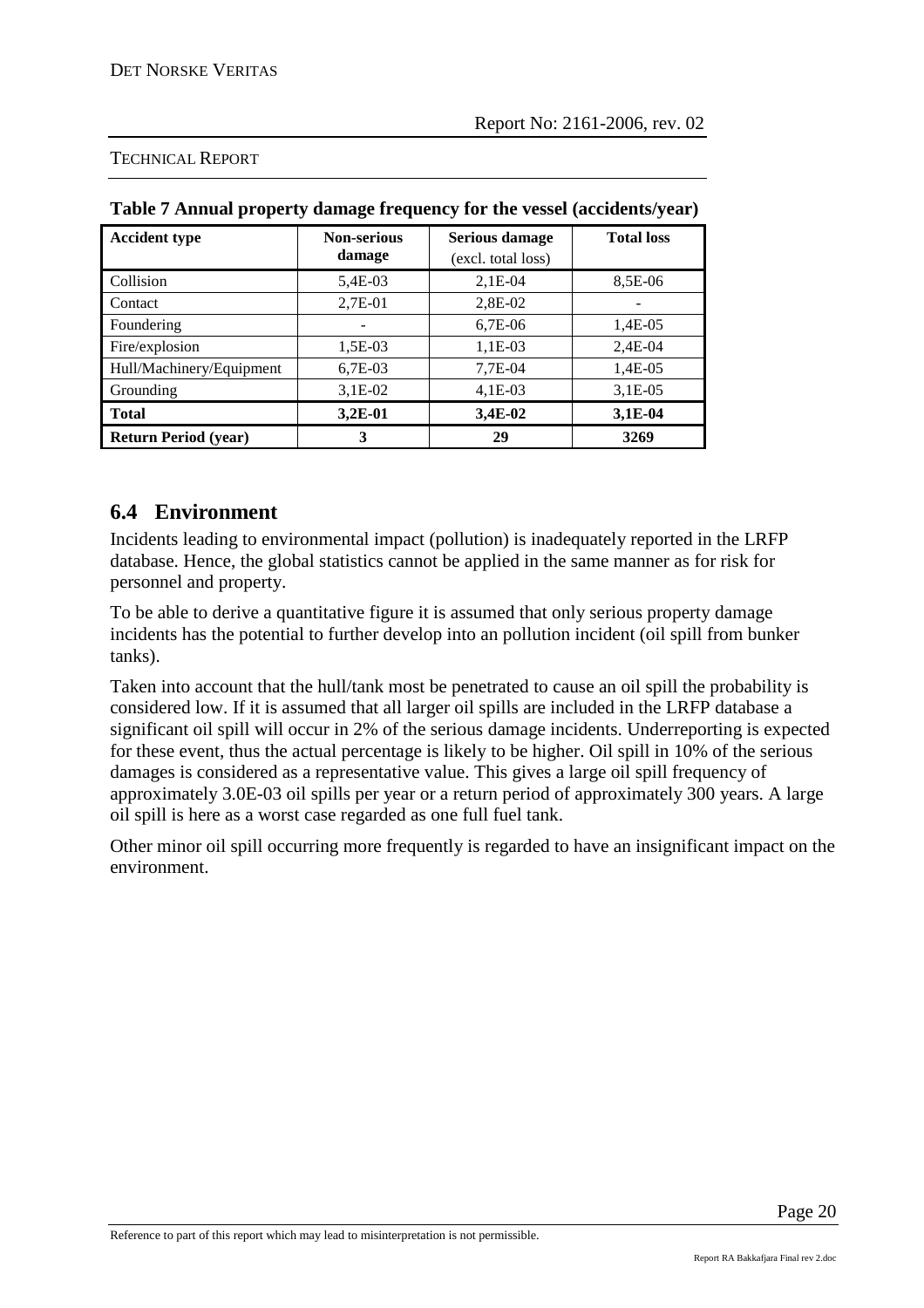**Table 7 Annual property damage frequency for the vessel (accidents/year)**

| Accident type | Non-serious damage | Serious damage (excl. total loss) | Total loss |
|---|---|---|---|
| Collision | 5,4E-03 | 2,1E-04 | 8,5E-06 |
| Contact | 2,7E-01 | 2,8E-02 | - |
| Foundering | - | 6,7E-06 | 1,4E-05 |
| Fire/explosion | 1,5E-03 | 1,1E-03 | 2,4E-04 |
| Hull/Machinery/Equipment | 6,7E-03 | 7,7E-04 | 1,4E-05 |
| Grounding | 3,1E-02 | 4,1E-03 | 3,1E-05 |
| **Total** | **3,2E-01** | **3,4E-02** | **3,1E-04** |
| **Return Period (year)** | **3** | **29** | **3269** |

## 6.4 Environment

Incidents leading to environmental impact (pollution) is inadequately reported in the LRFP database. Hence, the global statistics cannot be applied in the same manner as for risk for personnel and property.

To be able to derive a quantitative figure it is assumed that only serious property damage incidents has the potential to further develop into an pollution incident (oil spill from bunker tanks).

Taken into account that the hull/tank most be penetrated to cause an oil spill the probability is considered low. If it is assumed that all larger oil spills are included in the LRFP database a significant oil spill will occur in 2% of the serious damage incidents. Underreporting is expected for these event, thus the actual percentage is likely to be higher. Oil spill in 10% of the serious damages is considered as a representative value. This gives a large oil spill frequency of approximately 3.0E-03 oil spills per year or a return period of approximately 300 years. A large oil spill is here as a worst case regarded as one full fuel tank.

Other minor oil spill occurring more frequently is regarded to have an insignificant impact on the environment.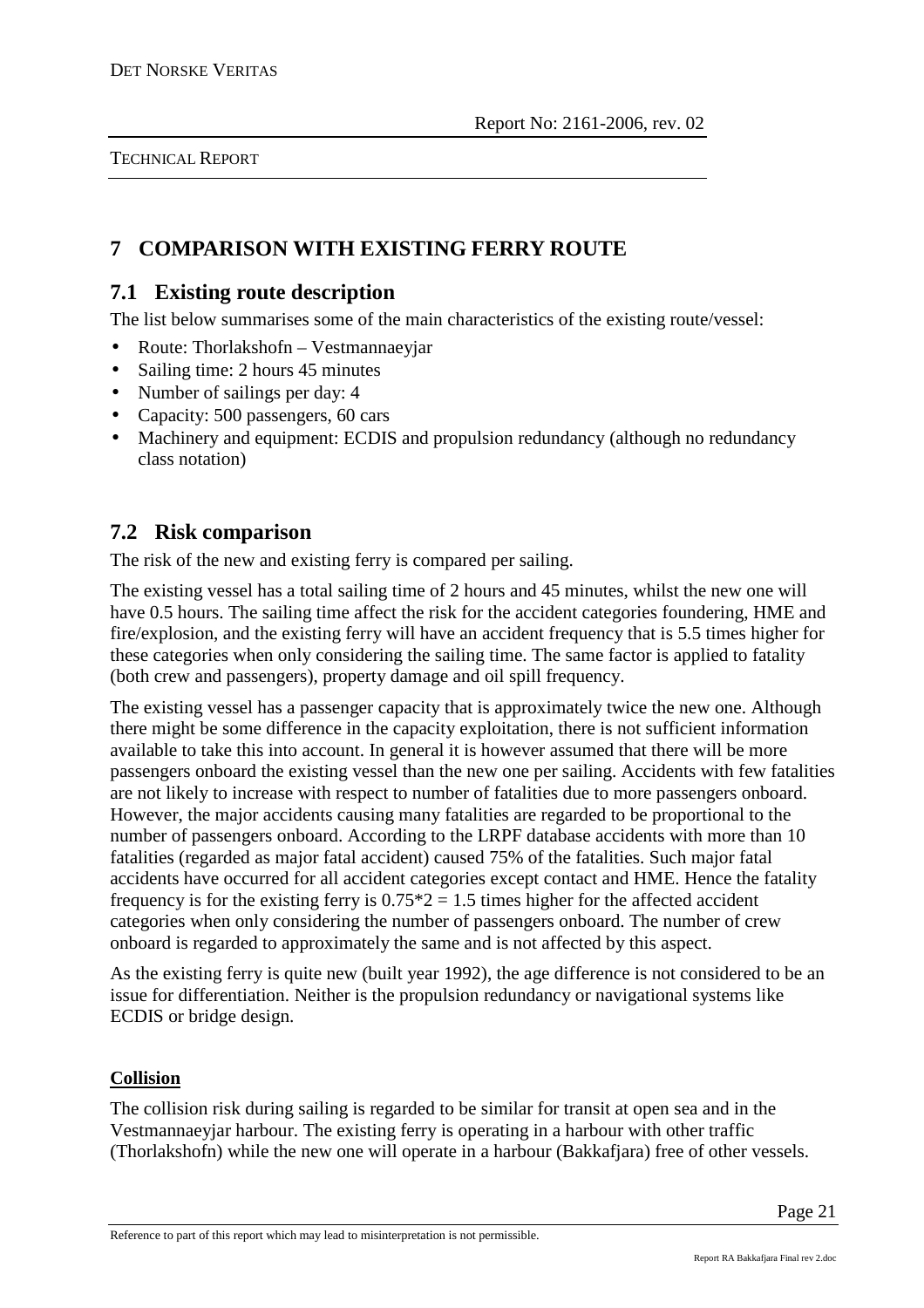# 7 COMPARISON WITH EXISTING FERRY ROUTE

## 7.1 Existing route description

The list below summarises some of the main characteristics of the existing route/vessel:

- Route: Thorlakshofn – Vestmannaeyjar
- Sailing time: 2 hours 45 minutes
- Number of sailings per day: 4
- Capacity: 500 passengers, 60 cars
- Machinery and equipment: ECDIS and propulsion redundancy (although no redundancy class notation)

## 7.2 Risk comparison

The risk of the new and existing ferry is compared per sailing.

The existing vessel has a total sailing time of 2 hours and 45 minutes, whilst the new one will have 0.5 hours. The sailing time affect the risk for the accident categories foundering, HME and fire/explosion, and the existing ferry will have an accident frequency that is 5.5 times higher for these categories when only considering the sailing time. The same factor is applied to fatality (both crew and passengers), property damage and oil spill frequency.

The existing vessel has a passenger capacity that is approximately twice the new one. Although there might be some difference in the capacity exploitation, there is not sufficient information available to take this into account. In general it is however assumed that there will be more passengers onboard the existing vessel than the new one per sailing. Accidents with few fatalities are not likely to increase with respect to number of fatalities due to more passengers onboard. However, the major accidents causing many fatalities are regarded to be proportional to the number of passengers onboard. According to the LRPF database accidents with more than 10 fatalities (regarded as major fatal accident) caused 75% of the fatalities. Such major fatal accidents have occurred for all accident categories except contact and HME. Hence the fatality frequency is for the existing ferry is $0.75*2 = 1.5$ times higher for the affected accident categories when only considering the number of passengers onboard. The number of crew onboard is regarded to approximately the same and is not affected by this aspect.

As the existing ferry is quite new (built year 1992), the age difference is not considered to be an issue for differentiation. Neither is the propulsion redundancy or navigational systems like ECDIS or bridge design.

**Collision**

The collision risk during sailing is regarded to be similar for transit at open sea and in the Vestmannaeyjar harbour. The existing ferry is operating in a harbour with other traffic (Thorlakshofn) while the new one will operate in a harbour (Bakkafjara) free of other vessels.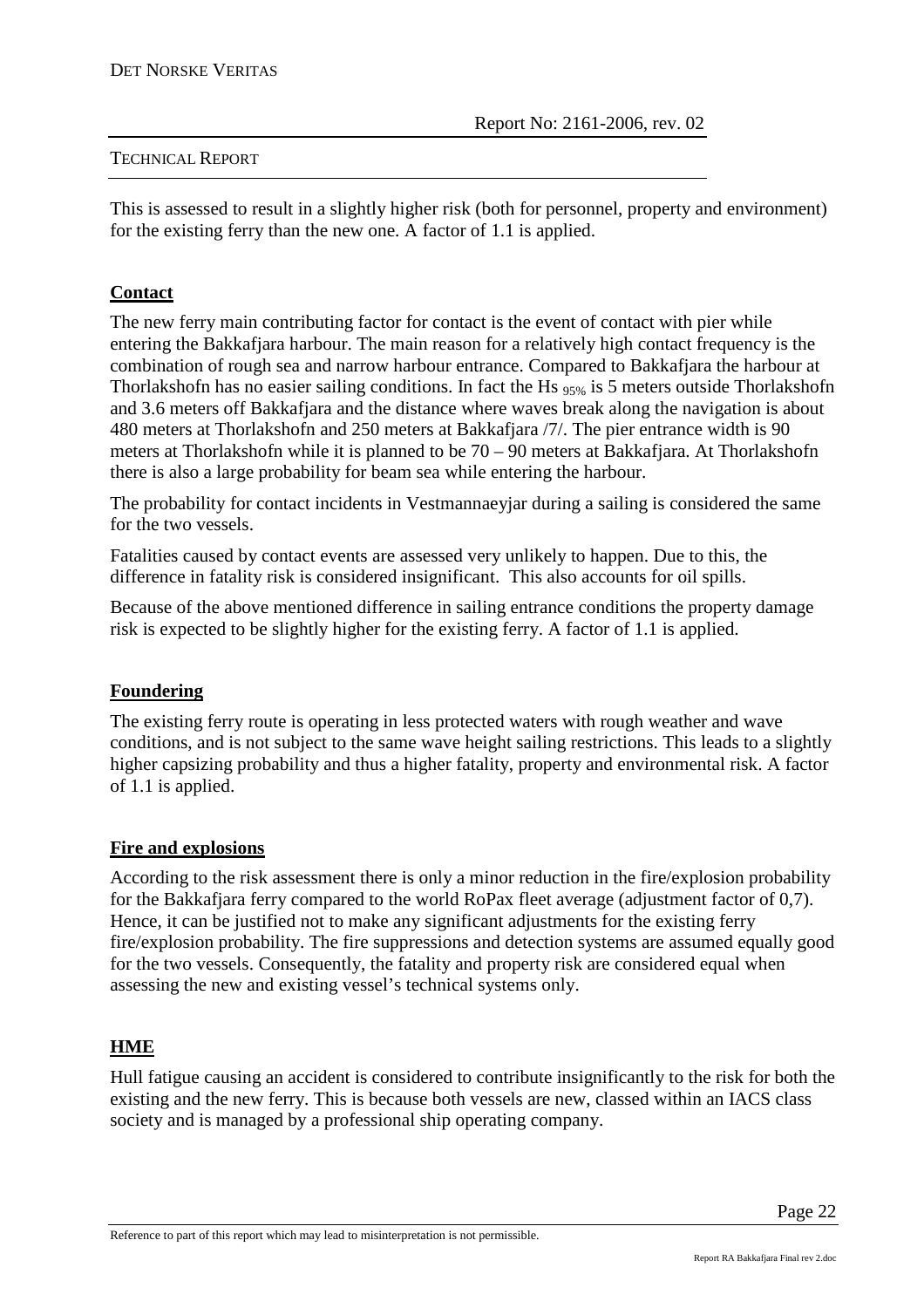This is assessed to result in a slightly higher risk (both for personnel, property and environment) for the existing ferry than the new one. A factor of 1.1 is applied.

## Contact

The new ferry main contributing factor for contact is the event of contact with pier while entering the Bakkafjara harbour. The main reason for a relatively high contact frequency is the combination of rough sea and narrow harbour entrance. Compared to Bakkafjara the harbour at Thorlakshofn has no easier sailing conditions. In fact the $Hs_{95\%}$ is 5 meters outside Thorlakshofn and 3.6 meters off Bakkafjara and the distance where waves break along the navigation is about 480 meters at Thorlakshofn and 250 meters at Bakkafjara /7/. The pier entrance width is 90 meters at Thorlakshofn while it is planned to be 70 – 90 meters at Bakkafjara. At Thorlakshofn there is also a large probability for beam sea while entering the harbour.

The probability for contact incidents in Vestmannaeyjar during a sailing is considered the same for the two vessels.

Fatalities caused by contact events are assessed very unlikely to happen. Due to this, the difference in fatality risk is considered insignificant. This also accounts for oil spills.

Because of the above mentioned difference in sailing entrance conditions the property damage risk is expected to be slightly higher for the existing ferry. A factor of 1.1 is applied.

## Foundering

The existing ferry route is operating in less protected waters with rough weather and wave conditions, and is not subject to the same wave height sailing restrictions. This leads to a slightly higher capsizing probability and thus a higher fatality, property and environmental risk. A factor of 1.1 is applied.

## Fire and explosions

According to the risk assessment there is only a minor reduction in the fire/explosion probability for the Bakkafjara ferry compared to the world RoPax fleet average (adjustment factor of 0,7). Hence, it can be justified not to make any significant adjustments for the existing ferry fire/explosion probability. The fire suppressions and detection systems are assumed equally good for the two vessels. Consequently, the fatality and property risk are considered equal when assessing the new and existing vessel's technical systems only.

## HME

Hull fatigue causing an accident is considered to contribute insignificantly to the risk for both the existing and the new ferry. This is because both vessels are new, classed within an IACS class society and is managed by a professional ship operating company.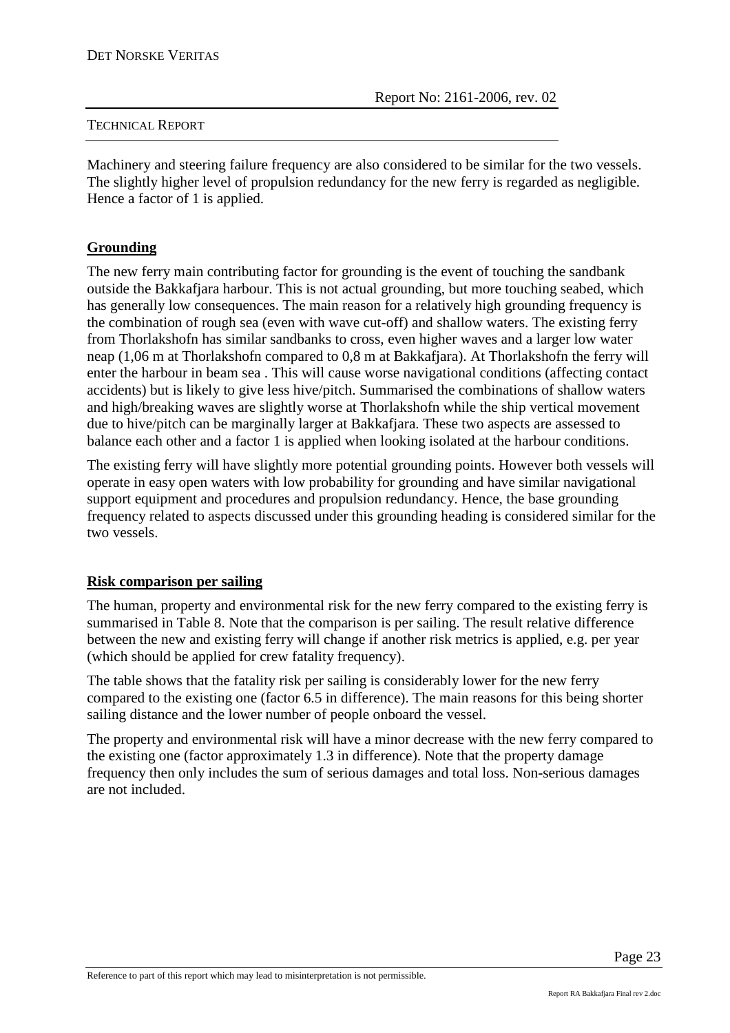Machinery and steering failure frequency are also considered to be similar for the two vessels. The slightly higher level of propulsion redundancy for the new ferry is regarded as negligible. Hence a factor of 1 is applied.

## Grounding

The new ferry main contributing factor for grounding is the event of touching the sandbank outside the Bakkafjara harbour. This is not actual grounding, but more touching seabed, which has generally low consequences. The main reason for a relatively high grounding frequency is the combination of rough sea (even with wave cut-off) and shallow waters. The existing ferry from Thorlakshofn has similar sandbanks to cross, even higher waves and a larger low water neap (1,06 m at Thorlakshofn compared to 0,8 m at Bakkafjara). At Thorlakshofn the ferry will enter the harbour in beam sea . This will cause worse navigational conditions (affecting contact accidents) but is likely to give less hive/pitch. Summarised the combinations of shallow waters and high/breaking waves are slightly worse at Thorlakshofn while the ship vertical movement due to hive/pitch can be marginally larger at Bakkafjara. These two aspects are assessed to balance each other and a factor 1 is applied when looking isolated at the harbour conditions.

The existing ferry will have slightly more potential grounding points. However both vessels will operate in easy open waters with low probability for grounding and have similar navigational support equipment and procedures and propulsion redundancy. Hence, the base grounding frequency related to aspects discussed under this grounding heading is considered similar for the two vessels.

## Risk comparison per sailing

The human, property and environmental risk for the new ferry compared to the existing ferry is summarised in Table 8. Note that the comparison is per sailing. The result relative difference between the new and existing ferry will change if another risk metrics is applied, e.g. per year (which should be applied for crew fatality frequency).

The table shows that the fatality risk per sailing is considerably lower for the new ferry compared to the existing one (factor 6.5 in difference). The main reasons for this being shorter sailing distance and the lower number of people onboard the vessel.

The property and environmental risk will have a minor decrease with the new ferry compared to the existing one (factor approximately 1.3 in difference). Note that the property damage frequency then only includes the sum of serious damages and total loss. Non-serious damages are not included.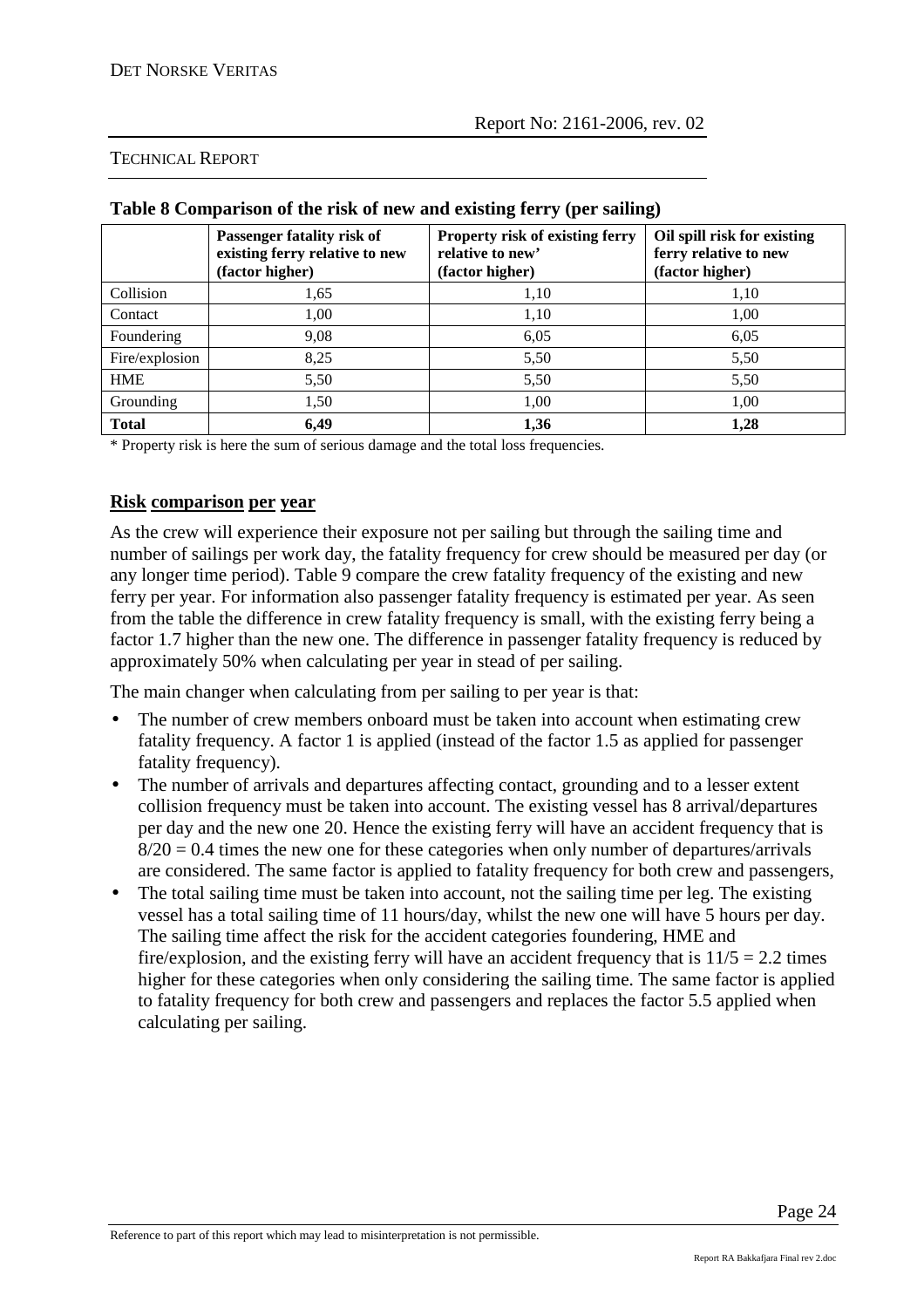**Table 8 Comparison of the risk of new and existing ferry (per sailing)**

| | Passenger fatality risk of existing ferry relative to new (factor higher) | Property risk of existing ferry relative to new' (factor higher) | Oil spill risk for existing ferry relative to new (factor higher) |
|---|---|---|---|
| Collision | 1,65 | 1,10 | 1,10 |
| Contact | 1,00 | 1,10 | 1,00 |
| Foundering | 9,08 | 6,05 | 6,05 |
| Fire/explosion | 8,25 | 5,50 | 5,50 |
| HME | 5,50 | 5,50 | 5,50 |
| Grounding | 1,50 | 1,00 | 1,00 |
| **Total** | **6,49** | **1,36** | **1,28** |

* Property risk is here the sum of serious damage and the total loss frequencies.

## Risk comparison per year

As the crew will experience their exposure not per sailing but through the sailing time and number of sailings per work day, the fatality frequency for crew should be measured per day (or any longer time period). Table 9 compare the crew fatality frequency of the existing and new ferry per year. For information also passenger fatality frequency is estimated per year. As seen from the table the difference in crew fatality frequency is small, with the existing ferry being a factor 1.7 higher than the new one. The difference in passenger fatality frequency is reduced by approximately 50% when calculating per year in stead of per sailing.

The main changer when calculating from per sailing to per year is that:

- The number of crew members onboard must be taken into account when estimating crew fatality frequency. A factor 1 is applied (instead of the factor 1.5 as applied for passenger fatality frequency).
- The number of arrivals and departures affecting contact, grounding and to a lesser extent collision frequency must be taken into account. The existing vessel has 8 arrival/departures per day and the new one 20. Hence the existing ferry will have an accident frequency that is $8/20 = 0.4$ times the new one for these categories when only number of departures/arrivals are considered. The same factor is applied to fatality frequency for both crew and passengers,
- The total sailing time must be taken into account, not the sailing time per leg. The existing vessel has a total sailing time of 11 hours/day, whilst the new one will have 5 hours per day. The sailing time affect the risk for the accident categories foundering, HME and fire/explosion, and the existing ferry will have an accident frequency that is $11/5 = 2.2$ times higher for these categories when only considering the sailing time. The same factor is applied to fatality frequency for both crew and passengers and replaces the factor 5.5 applied when calculating per sailing.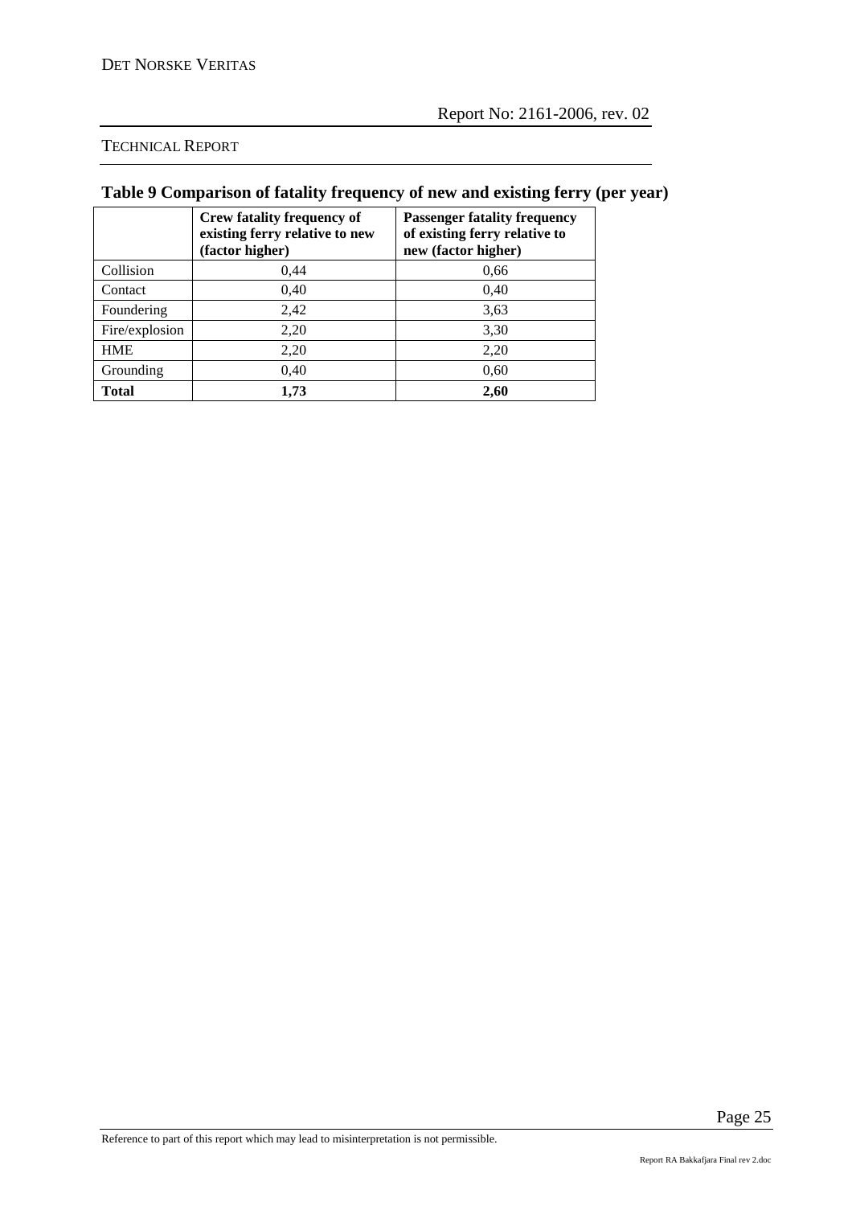## Table 9 Comparison of fatality frequency of new and existing ferry (per year)

| | Crew fatality frequency of existing ferry relative to new (factor higher) | Passenger fatality frequency of existing ferry relative to new (factor higher) |
|---|---|---|
| Collision | 0,44 | 0,66 |
| Contact | 0,40 | 0,40 |
| Foundering | 2,42 | 3,63 |
| Fire/explosion | 2,20 | 3,30 |
| HME | 2,20 | 2,20 |
| Grounding | 0,40 | 0,60 |
| **Total** | **1,73** | **2,60** |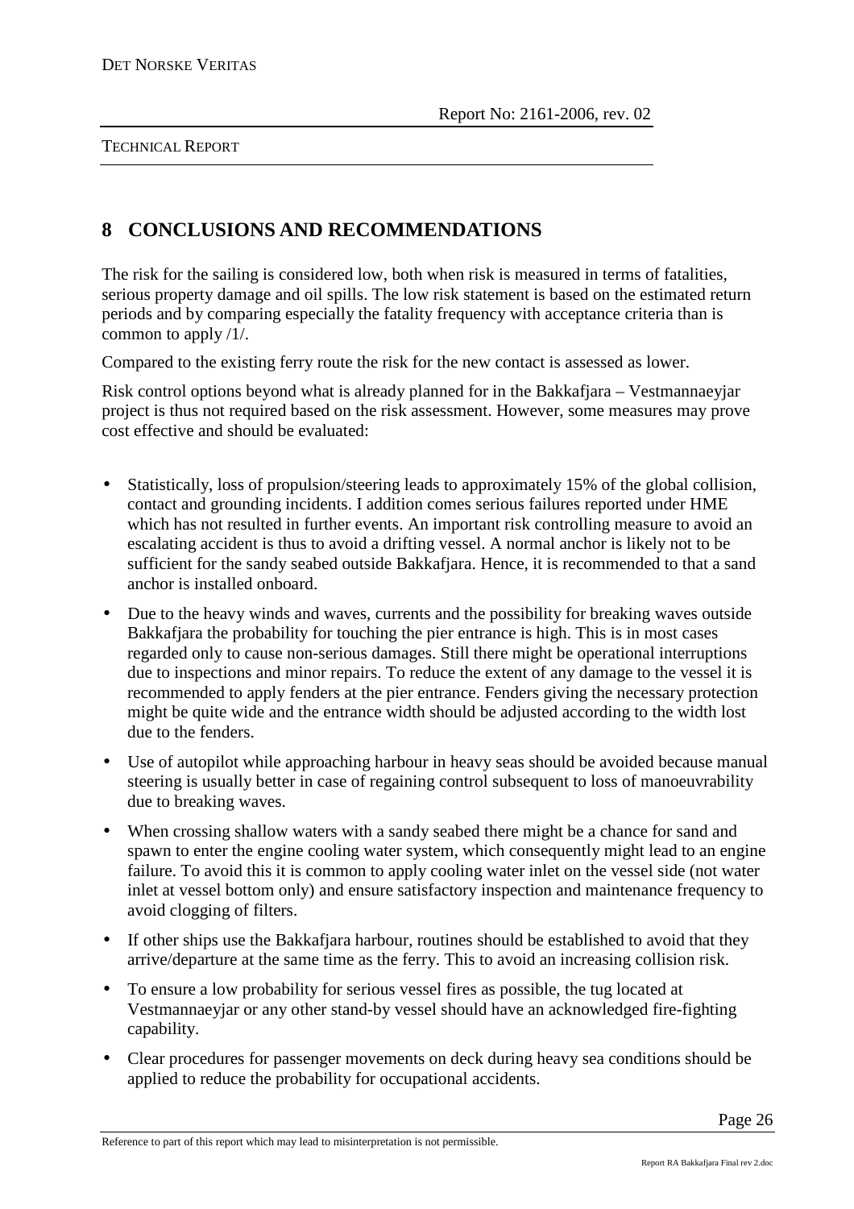# 8 CONCLUSIONS AND RECOMMENDATIONS

The risk for the sailing is considered low, both when risk is measured in terms of fatalities, serious property damage and oil spills. The low risk statement is based on the estimated return periods and by comparing especially the fatality frequency with acceptance criteria than is common to apply /1/.

Compared to the existing ferry route the risk for the new contact is assessed as lower.

Risk control options beyond what is already planned for in the Bakkafjara – Vestmannaeyjar project is thus not required based on the risk assessment. However, some measures may prove cost effective and should be evaluated:

- Statistically, loss of propulsion/steering leads to approximately 15% of the global collision, contact and grounding incidents. I addition comes serious failures reported under HME which has not resulted in further events. An important risk controlling measure to avoid an escalating accident is thus to avoid a drifting vessel. A normal anchor is likely not to be sufficient for the sandy seabed outside Bakkafjara. Hence, it is recommended to that a sand anchor is installed onboard.
- Due to the heavy winds and waves, currents and the possibility for breaking waves outside Bakkafjara the probability for touching the pier entrance is high. This is in most cases regarded only to cause non-serious damages. Still there might be operational interruptions due to inspections and minor repairs. To reduce the extent of any damage to the vessel it is recommended to apply fenders at the pier entrance. Fenders giving the necessary protection might be quite wide and the entrance width should be adjusted according to the width lost due to the fenders.
- Use of autopilot while approaching harbour in heavy seas should be avoided because manual steering is usually better in case of regaining control subsequent to loss of manoeuvrability due to breaking waves.
- When crossing shallow waters with a sandy seabed there might be a chance for sand and spawn to enter the engine cooling water system, which consequently might lead to an engine failure. To avoid this it is common to apply cooling water inlet on the vessel side (not water inlet at vessel bottom only) and ensure satisfactory inspection and maintenance frequency to avoid clogging of filters.
- If other ships use the Bakkafjara harbour, routines should be established to avoid that they arrive/departure at the same time as the ferry. This to avoid an increasing collision risk.
- To ensure a low probability for serious vessel fires as possible, the tug located at Vestmannaeyjar or any other stand-by vessel should have an acknowledged fire-fighting capability.
- Clear procedures for passenger movements on deck during heavy sea conditions should be applied to reduce the probability for occupational accidents.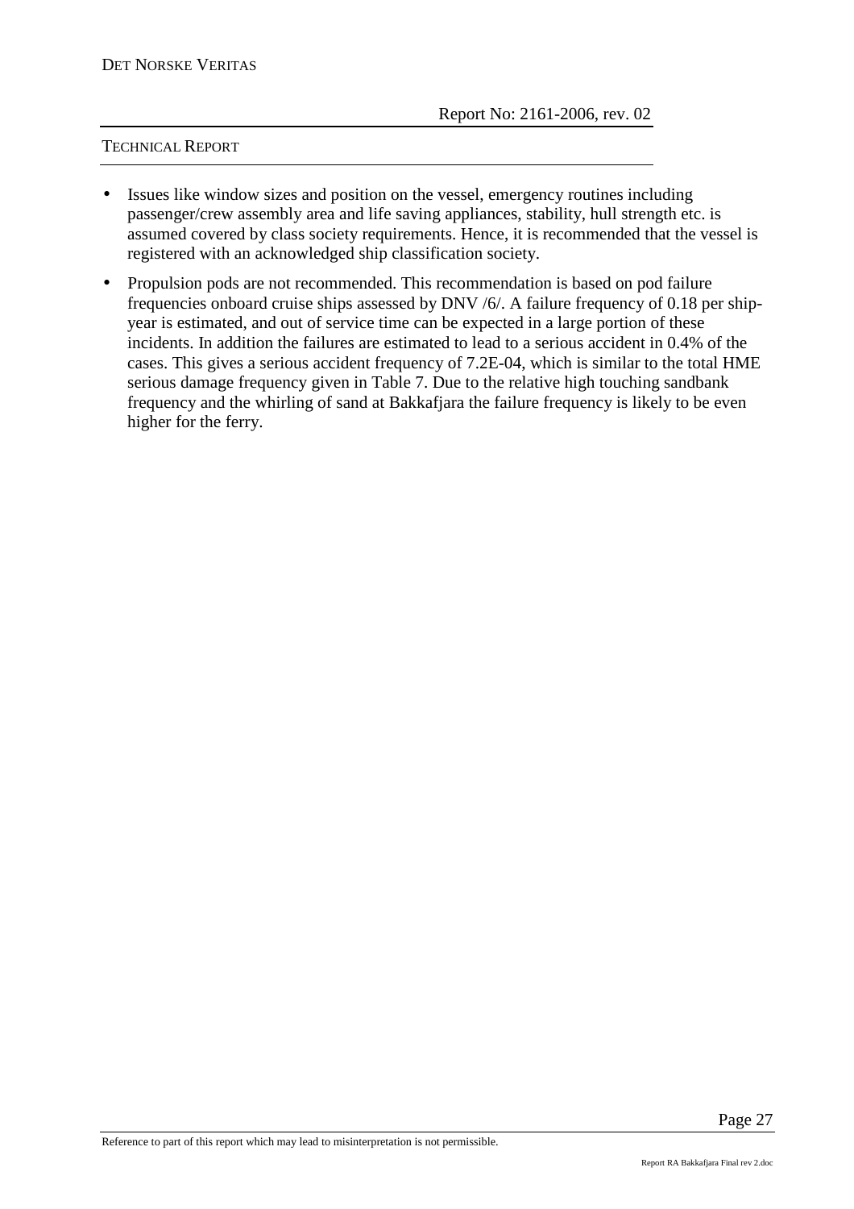- Issues like window sizes and position on the vessel, emergency routines including passenger/crew assembly area and life saving appliances, stability, hull strength etc. is assumed covered by class society requirements. Hence, it is recommended that the vessel is registered with an acknowledged ship classification society.
- Propulsion pods are not recommended. This recommendation is based on pod failure frequencies onboard cruise ships assessed by DNV /6/. A failure frequency of 0.18 per ship-year is estimated, and out of service time can be expected in a large portion of these incidents. In addition the failures are estimated to lead to a serious accident in 0.4% of the cases. This gives a serious accident frequency of 7.2E-04, which is similar to the total HME serious damage frequency given in Table 7. Due to the relative high touching sandbank frequency and the whirling of sand at Bakkafjara the failure frequency is likely to be even higher for the ferry.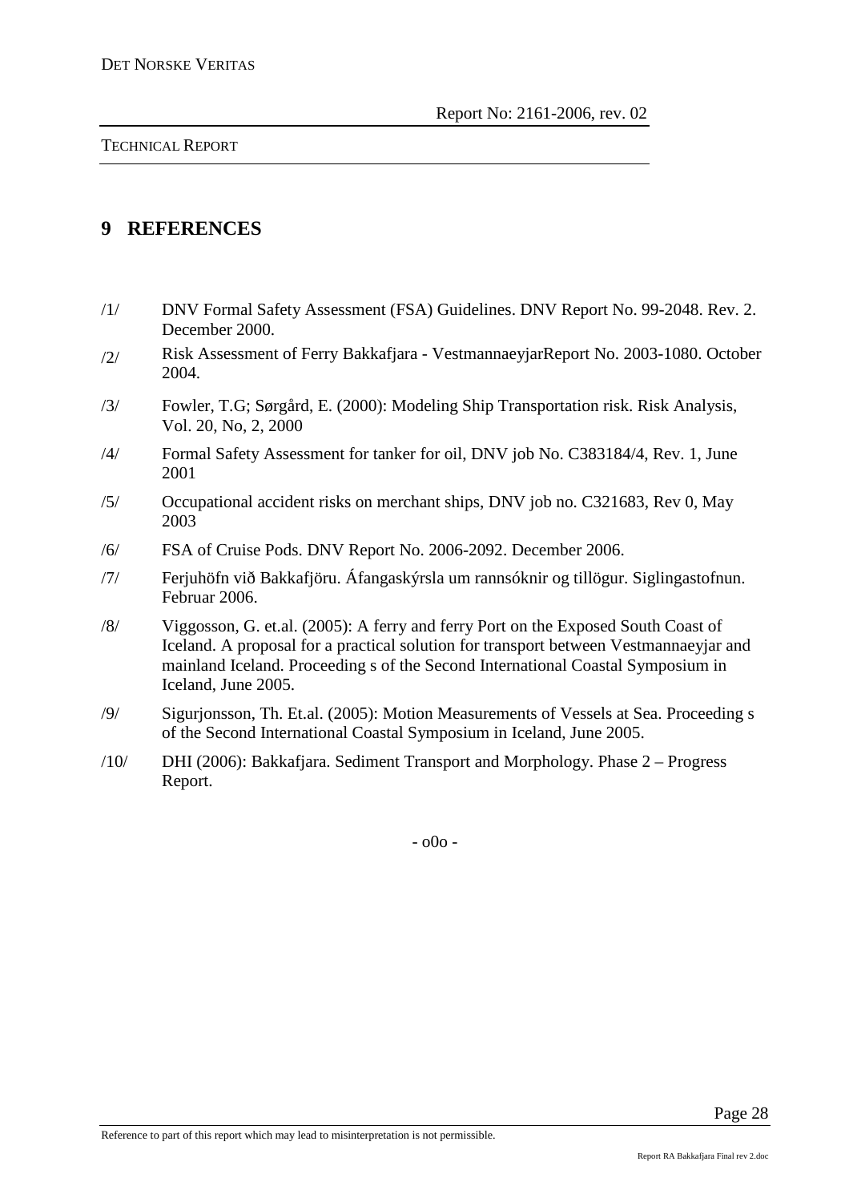# 9 REFERENCES

/1/ DNV Formal Safety Assessment (FSA) Guidelines. DNV Report No. 99-2048. Rev. 2. December 2000.

/2/ Risk Assessment of Ferry Bakkafjara - VestmannaeyjarReport No. 2003-1080. October 2004.

/3/ Fowler, T.G; Sørgård, E. (2000): Modeling Ship Transportation risk. Risk Analysis, Vol. 20, No, 2, 2000

/4/ Formal Safety Assessment for tanker for oil, DNV job No. C383184/4, Rev. 1, June 2001

/5/ Occupational accident risks on merchant ships, DNV job no. C321683, Rev 0, May 2003

/6/ FSA of Cruise Pods. DNV Report No. 2006-2092. December 2006.

/7/ Ferjuhöfn við Bakkafjöru. Áfangaskýrsla um rannsóknir og tillögur. Siglingastofnun. Februar 2006.

/8/ Viggosson, G. et.al. (2005): A ferry and ferry Port on the Exposed South Coast of Iceland. A proposal for a practical solution for transport between Vestmannaeyjar and mainland Iceland. Proceeding s of the Second International Coastal Symposium in Iceland, June 2005.

/9/ Sigurjonsson, Th. Et.al. (2005): Motion Measurements of Vessels at Sea. Proceeding s of the Second International Coastal Symposium in Iceland, June 2005.

/10/ DHI (2006): Bakkafjara. Sediment Transport and Morphology. Phase 2 – Progress Report.

- o0o -